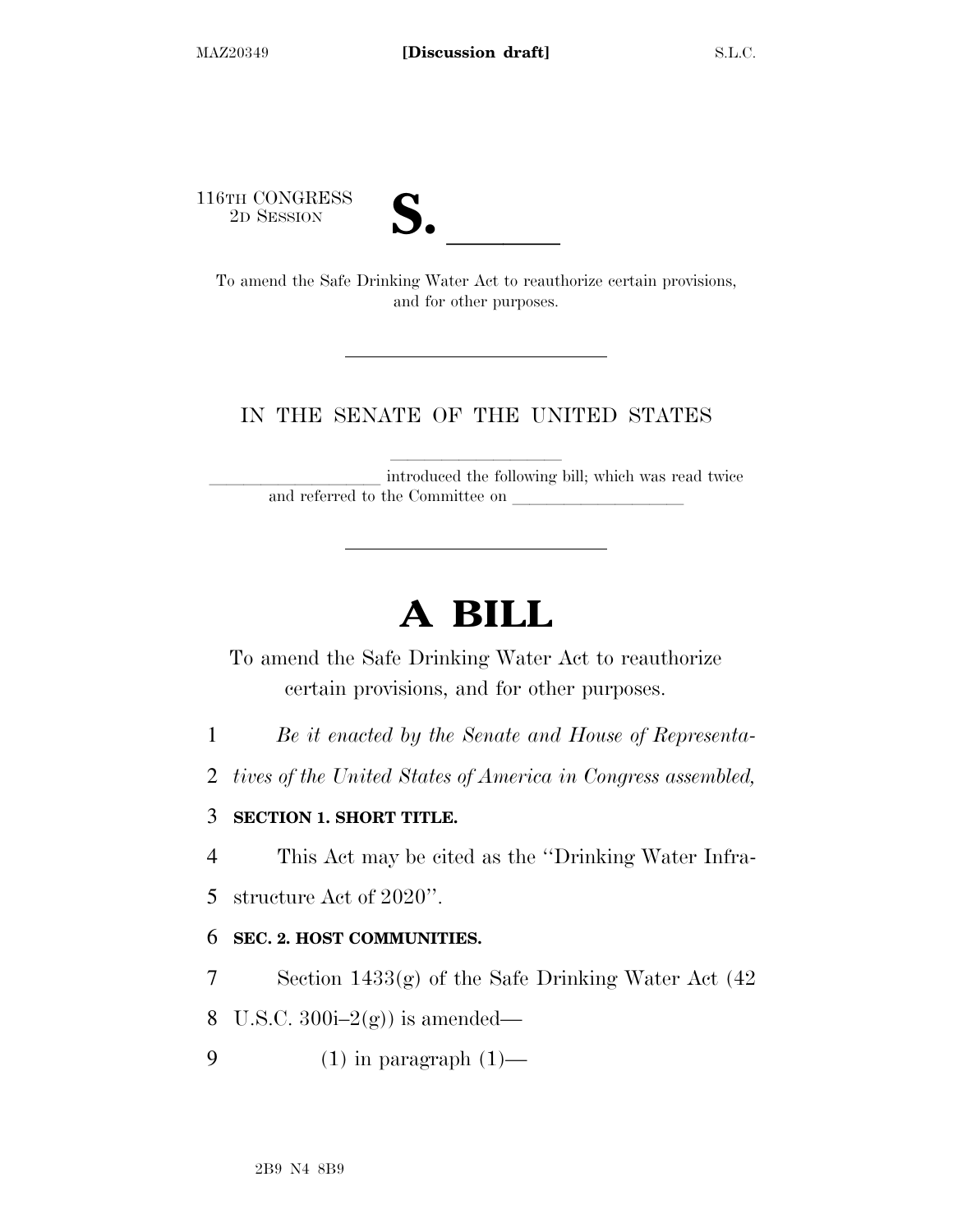116TH CONGRESS
2D SESSION

**S. \_\_\_\_\_\_**

To amend the Safe Drinking Water Act to reauthorize certain provisions, and for other purposes.

---

IN THE SENATE OF THE UNITED STATES

\_\_\_\_\_\_\_\_\_\_\_\_\_\_\_\_\_\_\_\_ introduced the following bill; which was read twice and referred to the Committee on \_\_\_\_\_\_\_\_\_\_\_\_\_\_\_\_\_\_\_\_

---

# A BILL

To amend the Safe Drinking Water Act to reauthorize certain provisions, and for other purposes.

1 *Be it enacted by the Senate and House of Representa-*
2 *tives of the United States of America in Congress assembled,*

3 **SECTION 1. SHORT TITLE.**

4 This Act may be cited as the ''Drinking Water Infra-
5 structure Act of 2020''.

6 **SEC. 2. HOST COMMUNITIES.**

7 Section 1433(g) of the Safe Drinking Water Act (42
8 U.S.C. 300i–2(g)) is amended—

9 (1) in paragraph (1)—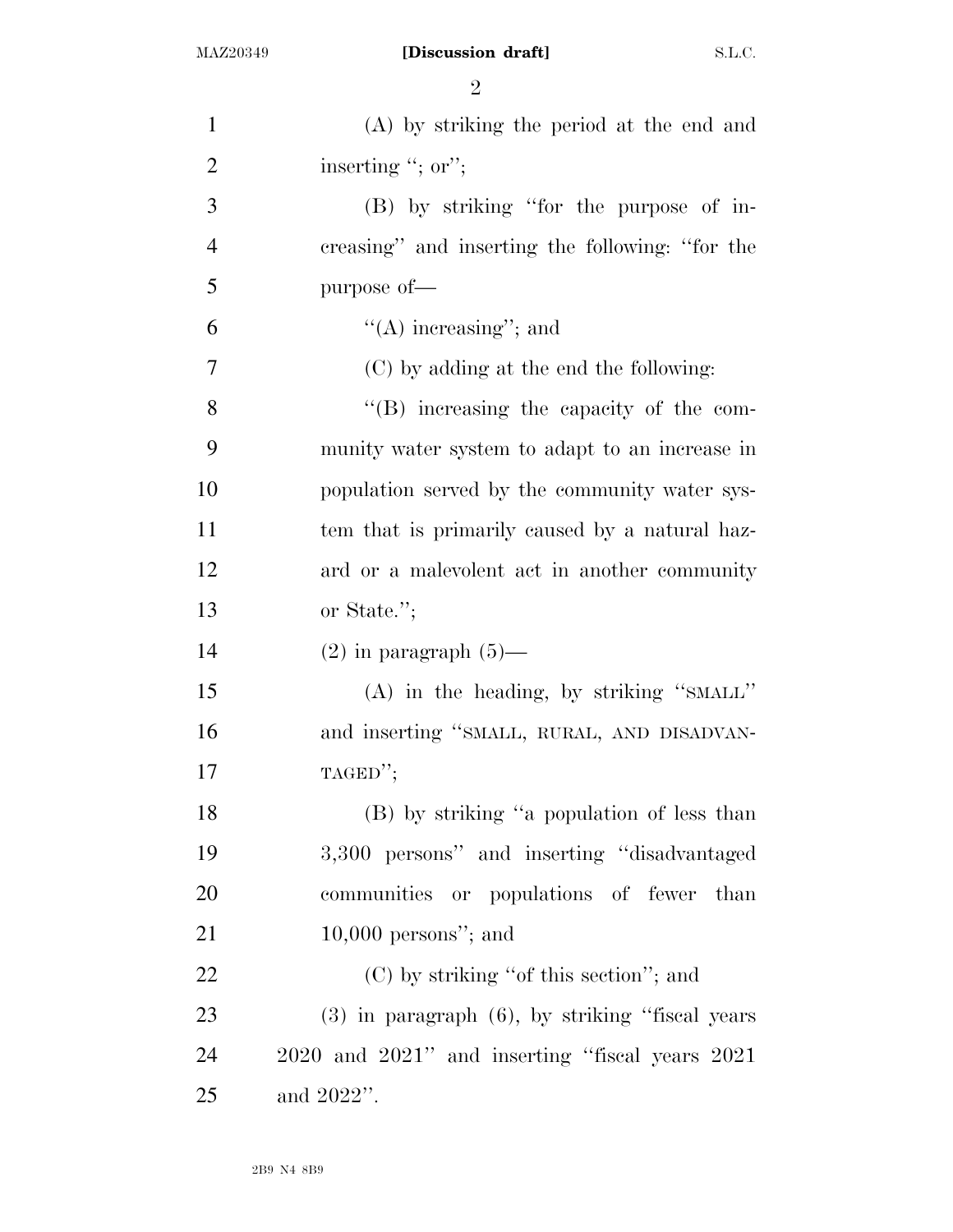(A) by striking the period at the end and inserting "; or";

(B) by striking "for the purpose of increasing" and inserting the following: "for the purpose of—

"(A) increasing"; and

(C) by adding at the end the following:

"(B) increasing the capacity of the community water system to adapt to an increase in population served by the community water system that is primarily caused by a natural hazard or a malevolent act in another community or State.";

(2) in paragraph (5)—

(A) in the heading, by striking "SMALL" and inserting "SMALL, RURAL, AND DISADVANTAGED";

(B) by striking "a population of less than 3,300 persons" and inserting "disadvantaged communities or populations of fewer than 10,000 persons"; and

(C) by striking "of this section"; and

(3) in paragraph (6), by striking "fiscal years 2020 and 2021" and inserting "fiscal years 2021 and 2022".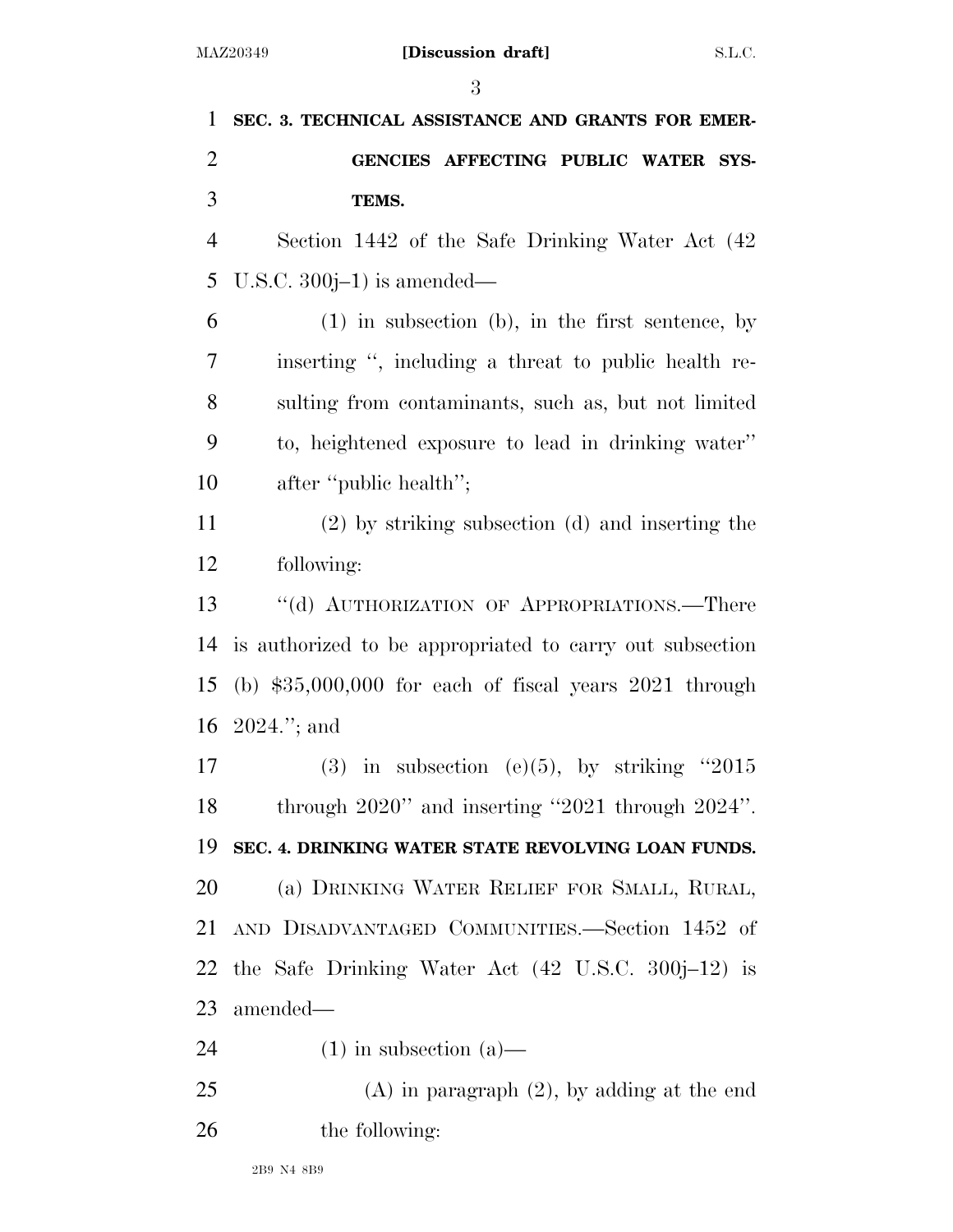**SEC. 3. TECHNICAL ASSISTANCE AND GRANTS FOR EMERGENCIES AFFECTING PUBLIC WATER SYSTEMS.**

Section 1442 of the Safe Drinking Water Act (42 U.S.C. 300j–1) is amended—

(1) in subsection (b), in the first sentence, by inserting ", including a threat to public health resulting from contaminants, such as, but not limited to, heightened exposure to lead in drinking water" after "public health";

(2) by striking subsection (d) and inserting the following:

"(d) AUTHORIZATION OF APPROPRIATIONS.—There is authorized to be appropriated to carry out subsection (b) $35,000,000 for each of fiscal years 2021 through 2024."; and

(3) in subsection (e)(5), by striking "2015 through 2020" and inserting "2021 through 2024".

**SEC. 4. DRINKING WATER STATE REVOLVING LOAN FUNDS.**

(a) DRINKING WATER RELIEF FOR SMALL, RURAL, AND DISADVANTAGED COMMUNITIES.—Section 1452 of the Safe Drinking Water Act (42 U.S.C. 300j–12) is amended—

(1) in subsection (a)—

(A) in paragraph (2), by adding at the end the following: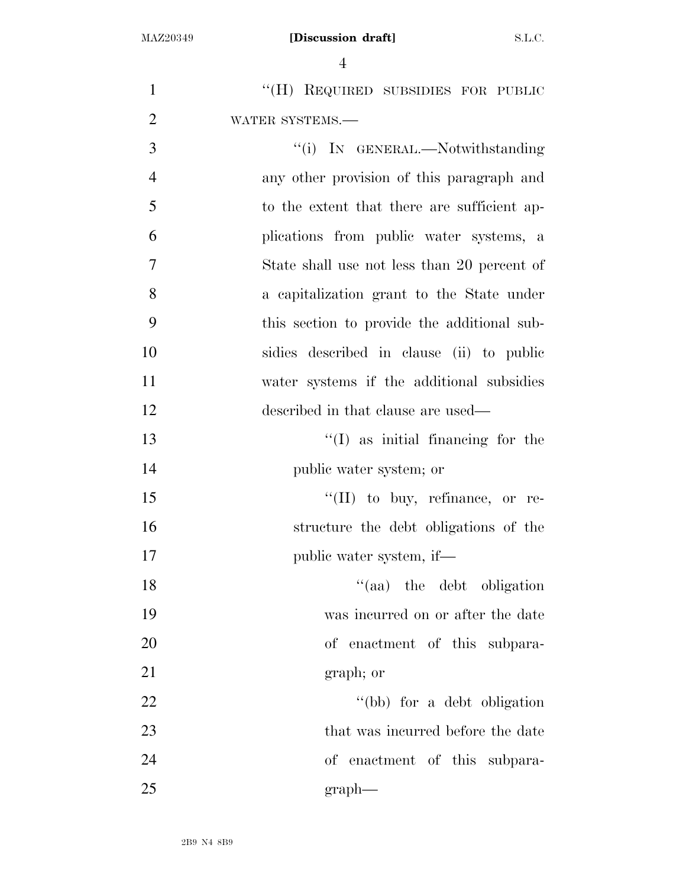"(H) REQUIRED SUBSIDIES FOR PUBLIC WATER SYSTEMS.—

"(i) IN GENERAL.—Notwithstanding any other provision of this paragraph and to the extent that there are sufficient applications from public water systems, a State shall use not less than 20 percent of a capitalization grant to the State under this section to provide the additional subsidies described in clause (ii) to public water systems if the additional subsidies described in that clause are used—

"(I) as initial financing for the public water system; or

"(II) to buy, refinance, or restructure the debt obligations of the public water system, if—

"(aa) the debt obligation was incurred on or after the date of enactment of this subparagraph; or

"(bb) for a debt obligation that was incurred before the date of enactment of this subparagraph—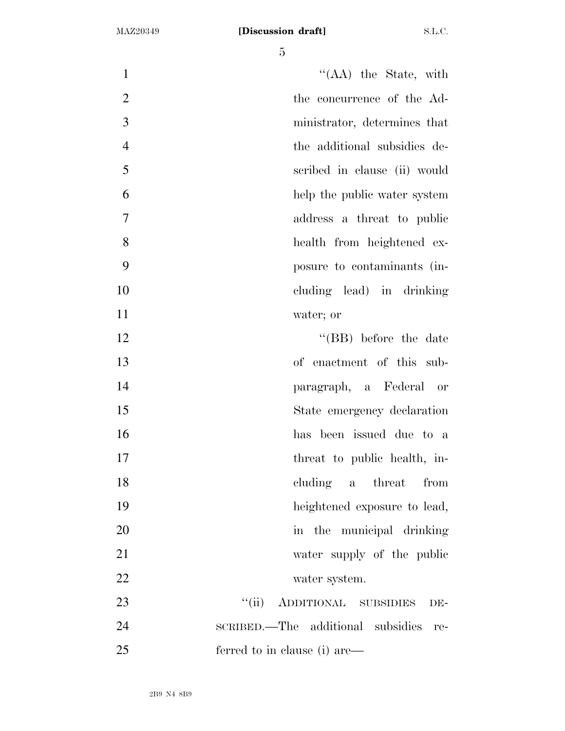"(AA) the State, with the concurrence of the Administrator, determines that the additional subsidies described in clause (ii) would help the public water system address a threat to public health from heightened exposure to contaminants (including lead) in drinking water; or

"(BB) before the date of enactment of this subparagraph, a Federal or State emergency declaration has been issued due to a threat to public health, including a threat from heightened exposure to lead, in the municipal drinking water supply of the public water system.

"(ii) ADDITIONAL SUBSIDIES DESCRIBED.—The additional subsidies referred to in clause (i) are—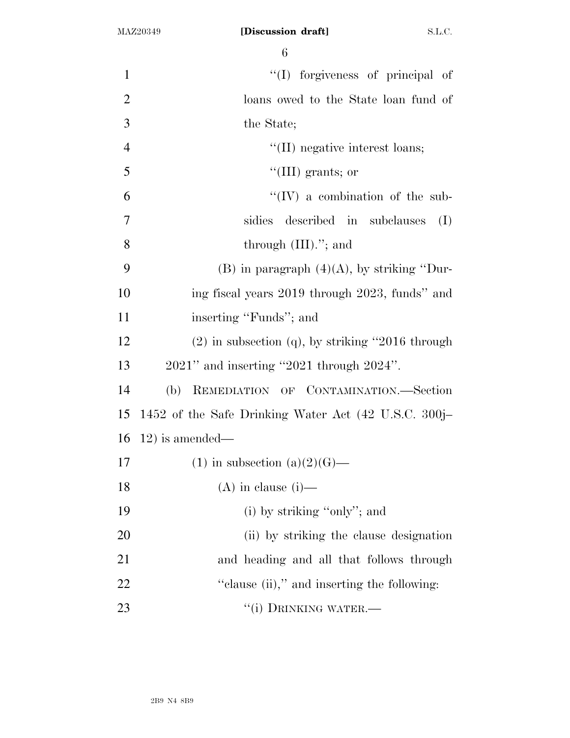"(I) forgiveness of principal of loans owed to the State loan fund of the State;

"(II) negative interest loans;

"(III) grants; or

"(IV) a combination of the subsidies described in subclauses (I) through (III)."; and

(B) in paragraph (4)(A), by striking "During fiscal years 2019 through 2023, funds" and inserting "Funds"; and

(2) in subsection (q), by striking "2016 through 2021" and inserting "2021 through 2024".

(b) REMEDIATION OF CONTAMINATION.—Section 1452 of the Safe Drinking Water Act (42 U.S.C. 300j–12) is amended—

(1) in subsection (a)(2)(G)—

(A) in clause (i)—

(i) by striking "only"; and

(ii) by striking the clause designation and heading and all that follows through "clause (ii)," and inserting the following:

"(i) DRINKING WATER.—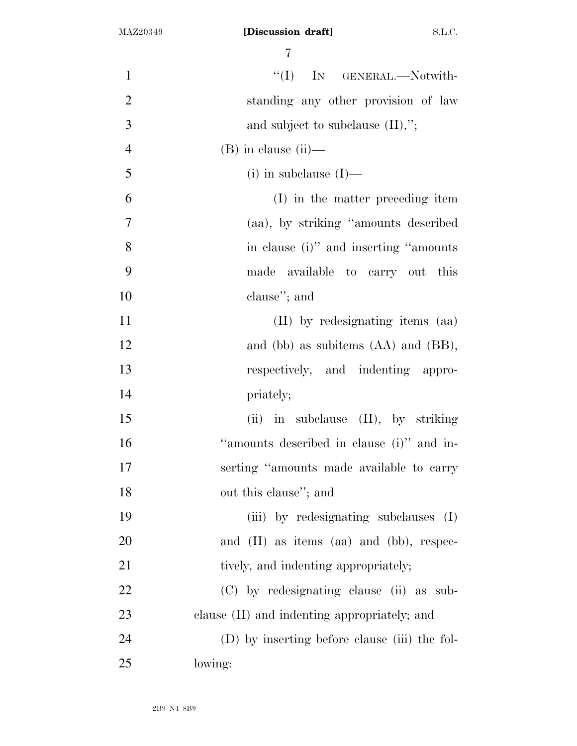"(I) IN GENERAL.—Notwithstanding any other provision of law and subject to subclause (II),";

(B) in clause (ii)—

(i) in subclause (I)—

(I) in the matter preceding item (aa), by striking "amounts described in clause (i)" and inserting "amounts made available to carry out this clause"; and

(II) by redesignating items (aa) and (bb) as subitems (AA) and (BB), respectively, and indenting appropriately;

(ii) in subclause (II), by striking "amounts described in clause (i)" and inserting "amounts made available to carry out this clause"; and

(iii) by redesignating subclauses (I) and (II) as items (aa) and (bb), respectively, and indenting appropriately;

(C) by redesignating clause (ii) as subclause (II) and indenting appropriately; and

(D) by inserting before clause (iii) the following: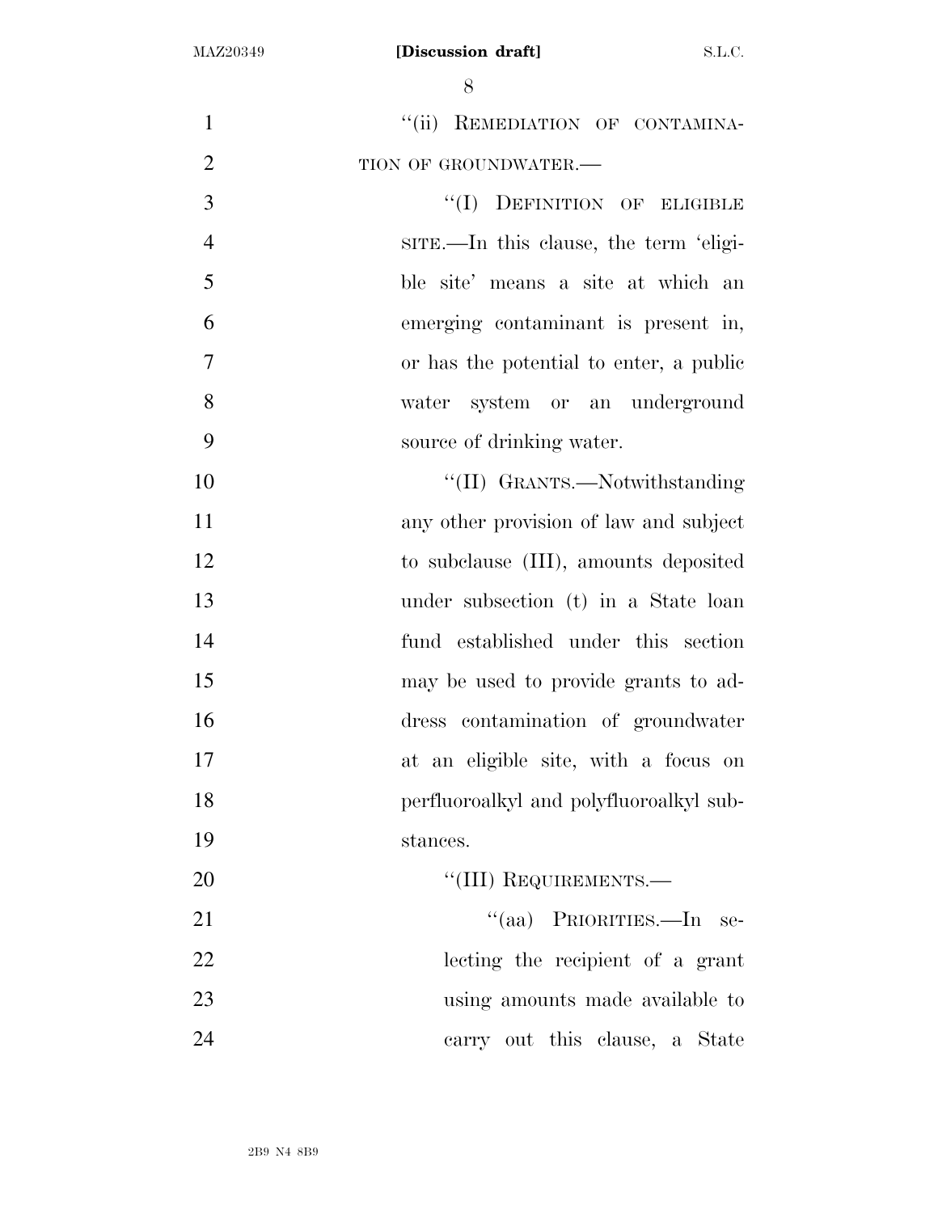"(ii) REMEDIATION OF CONTAMINATION OF GROUNDWATER.—

"(I) DEFINITION OF ELIGIBLE SITE.—In this clause, the term 'eligible site' means a site at which an emerging contaminant is present in, or has the potential to enter, a public water system or an underground source of drinking water.

"(II) GRANTS.—Notwithstanding any other provision of law and subject to subclause (III), amounts deposited under subsection (t) in a State loan fund established under this section may be used to provide grants to address contamination of groundwater at an eligible site, with a focus on perfluoroalkyl and polyfluoroalkyl substances.

"(III) REQUIREMENTS.—

"(aa) PRIORITIES.—In selecting the recipient of a grant using amounts made available to carry out this clause, a State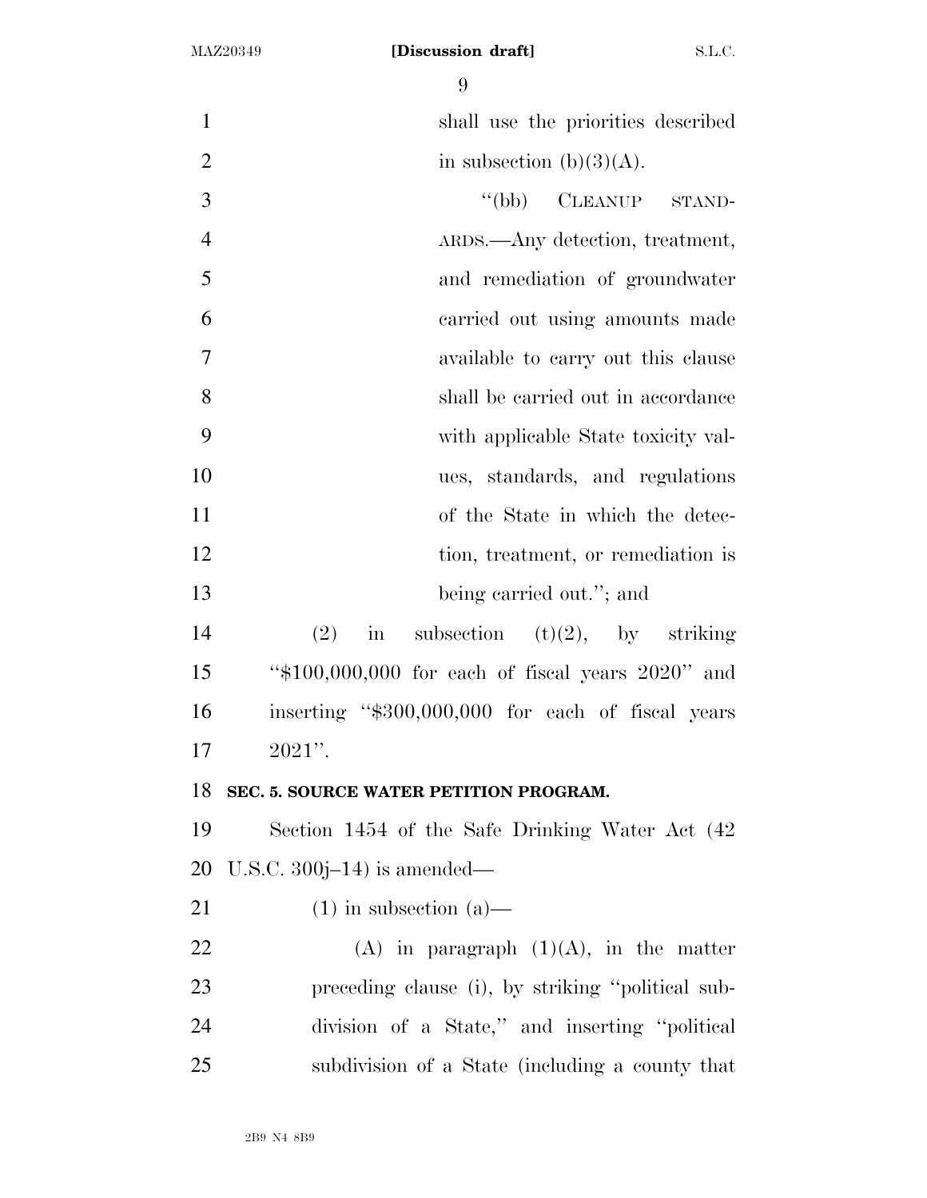shall use the priorities described in subsection (b)(3)(A).

''(bb) CLEANUP STANDARDS.—Any detection, treatment, and remediation of groundwater carried out using amounts made available to carry out this clause shall be carried out in accordance with applicable State toxicity values, standards, and regulations of the State in which the detection, treatment, or remediation is being carried out.''; and

(2) in subsection (t)(2), by striking ''$100,000,000 for each of fiscal years 2020'' and inserting ''$300,000,000 for each of fiscal years 2021''.

**SEC. 5. SOURCE WATER PETITION PROGRAM.**

Section 1454 of the Safe Drinking Water Act (42 U.S.C. 300j–14) is amended—

(1) in subsection (a)—

(A) in paragraph (1)(A), in the matter preceding clause (i), by striking ''political subdivision of a State,'' and inserting ''political subdivision of a State (including a county that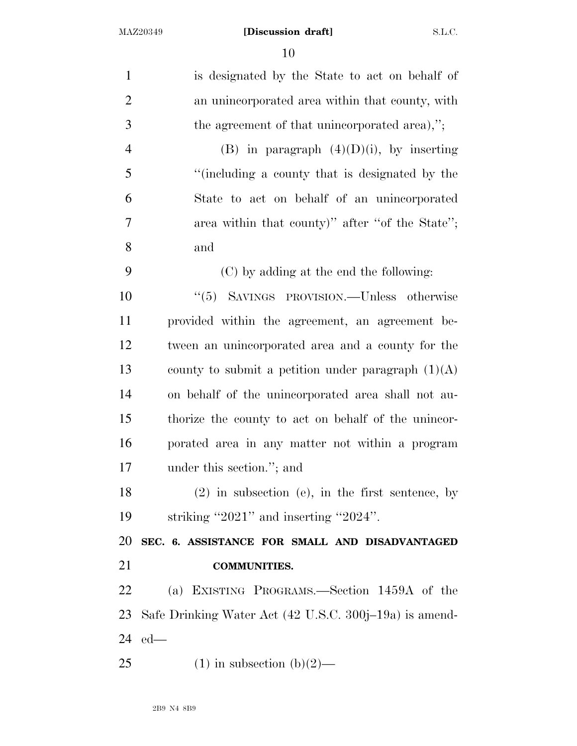is designated by the State to act on behalf of an unincorporated area within that county, with the agreement of that unincorporated area),'';

(B) in paragraph (4)(D)(i), by inserting "(including a county that is designated by the State to act on behalf of an unincorporated area within that county)" after "of the State"; and

(C) by adding at the end the following:

"(5) SAVINGS PROVISION.—Unless otherwise provided within the agreement, an agreement between an unincorporated area and a county for the county to submit a petition under paragraph (1)(A) on behalf of the unincorporated area shall not authorize the county to act on behalf of the unincorporated area in any matter not within a program under this section."; and

(2) in subsection (e), in the first sentence, by striking "2021" and inserting "2024".

**SEC. 6. ASSISTANCE FOR SMALL AND DISADVANTAGED COMMUNITIES.**

(a) EXISTING PROGRAMS.—Section 1459A of the Safe Drinking Water Act (42 U.S.C. 300j–19a) is amended—

(1) in subsection (b)(2)—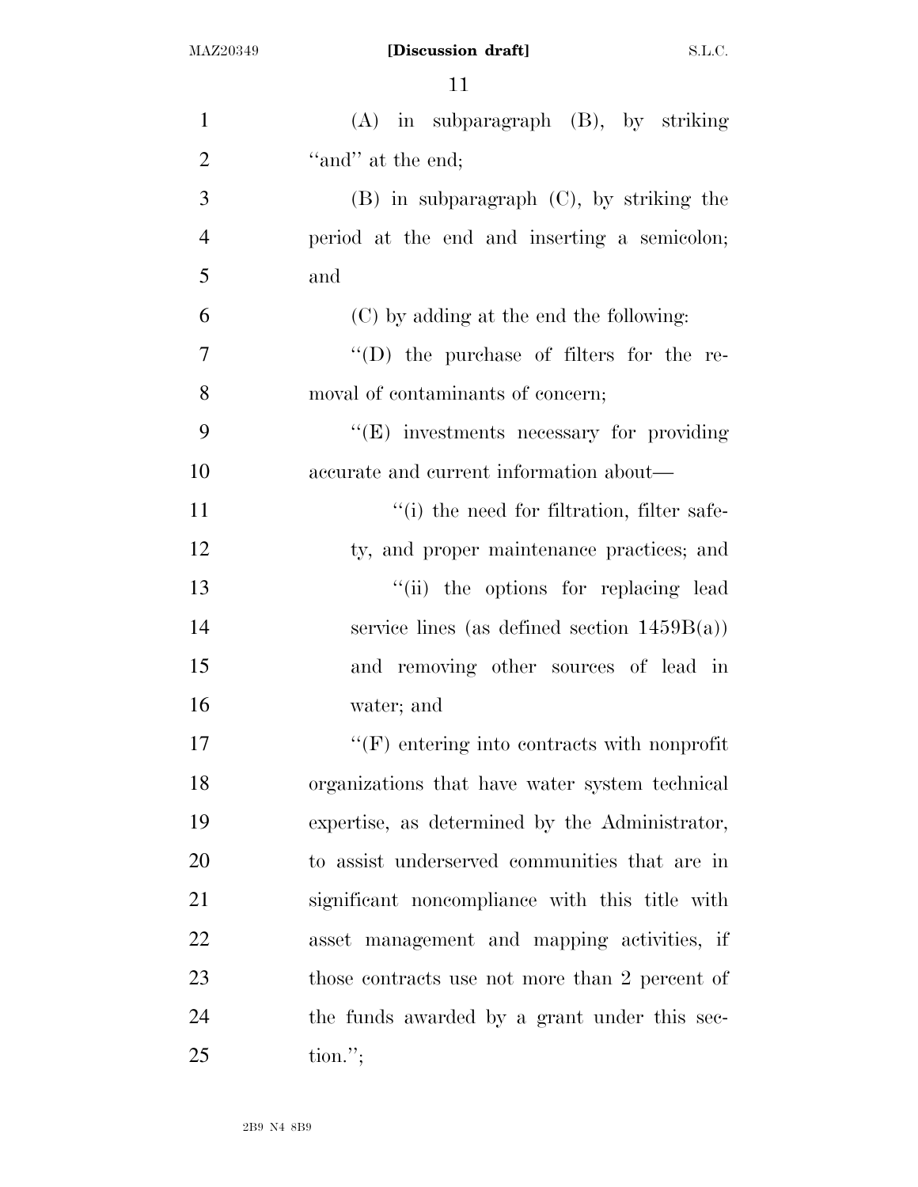(A) in subparagraph (B), by striking "and" at the end;

(B) in subparagraph (C), by striking the period at the end and inserting a semicolon; and

(C) by adding at the end the following:

"(D) the purchase of filters for the removal of contaminants of concern;

"(E) investments necessary for providing accurate and current information about—

"(i) the need for filtration, filter safety, and proper maintenance practices; and

"(ii) the options for replacing lead service lines (as defined section 1459B(a)) and removing other sources of lead in water; and

"(F) entering into contracts with nonprofit organizations that have water system technical expertise, as determined by the Administrator, to assist underserved communities that are in significant noncompliance with this title with asset management and mapping activities, if those contracts use not more than 2 percent of the funds awarded by a grant under this section.";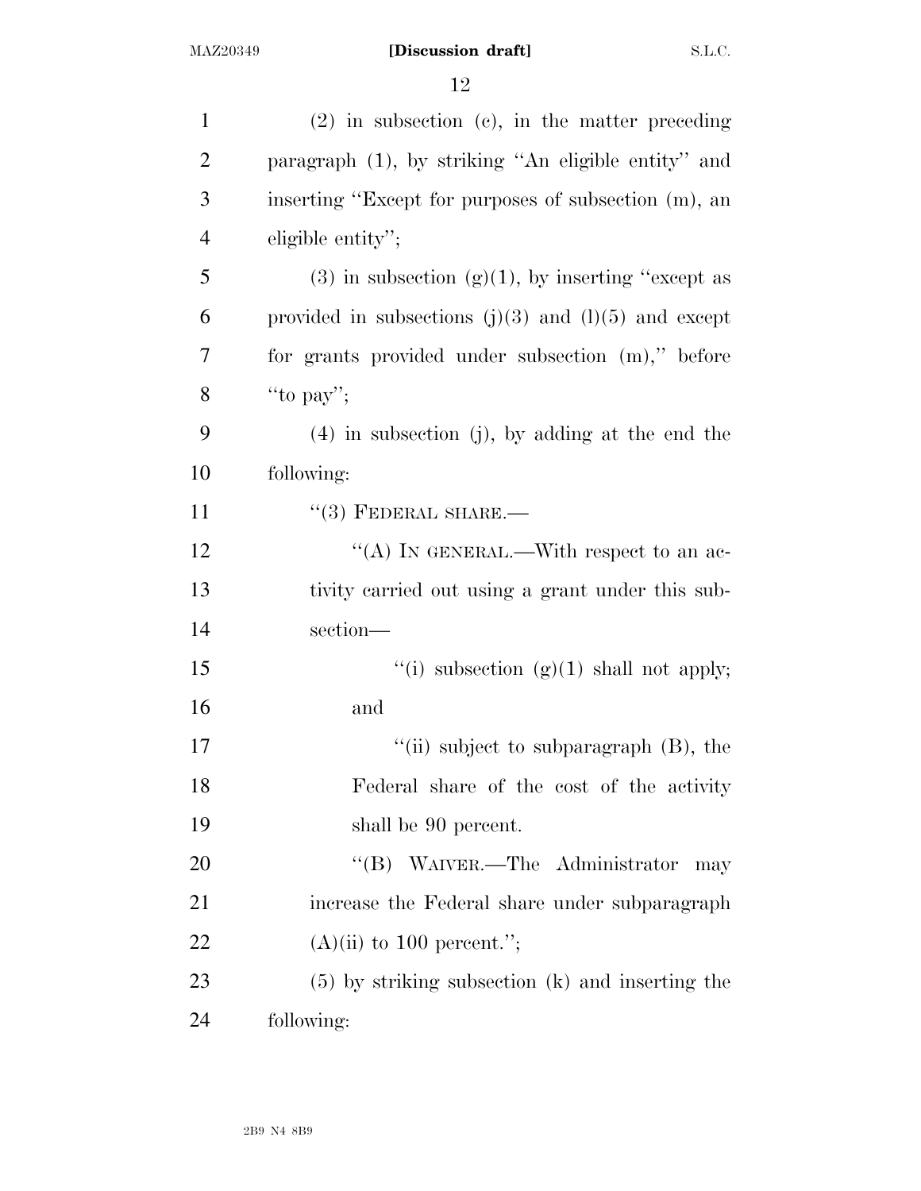(2) in subsection (c), in the matter preceding paragraph (1), by striking "An eligible entity" and inserting "Except for purposes of subsection (m), an eligible entity";

(3) in subsection (g)(1), by inserting "except as provided in subsections (j)(3) and (l)(5) and except for grants provided under subsection (m)," before "to pay";

(4) in subsection (j), by adding at the end the following:

"(3) FEDERAL SHARE.—

"(A) IN GENERAL.—With respect to an activity carried out using a grant under this subsection—

"(i) subsection (g)(1) shall not apply; and

"(ii) subject to subparagraph (B), the Federal share of the cost of the activity shall be 90 percent.

"(B) WAIVER.—The Administrator may increase the Federal share under subparagraph (A)(ii) to 100 percent.";

(5) by striking subsection (k) and inserting the following: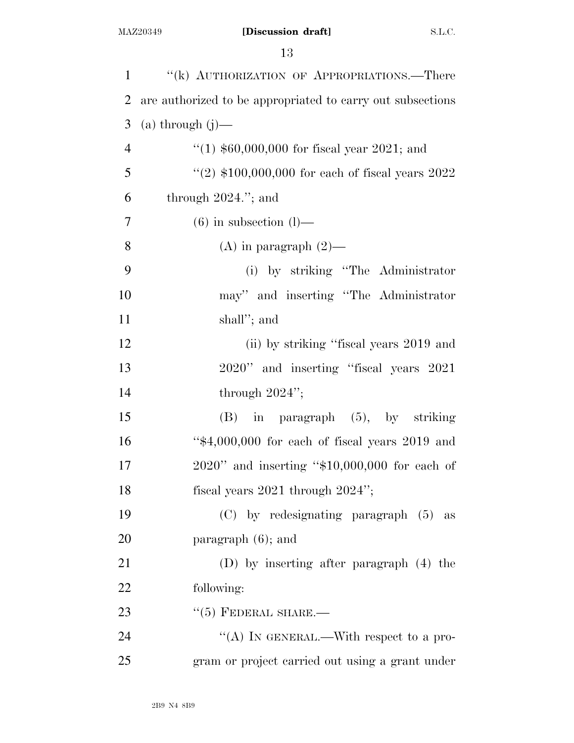"(k) AUTHORIZATION OF APPROPRIATIONS.—There are authorized to be appropriated to carry out subsections (a) through (j)—

"(1) $60,000,000 for fiscal year 2021; and

"(2) $100,000,000 for each of fiscal years 2022 through 2024."; and

(6) in subsection (l)—

(A) in paragraph (2)—

(i) by striking "The Administrator may" and inserting "The Administrator shall"; and

(ii) by striking "fiscal years 2019 and 2020" and inserting "fiscal years 2021 through 2024";

(B) in paragraph (5), by striking "$4,000,000 for each of fiscal years 2019 and 2020" and inserting "$10,000,000 for each of fiscal years 2021 through 2024";

(C) by redesignating paragraph (5) as paragraph (6); and

(D) by inserting after paragraph (4) the following:

"(5) FEDERAL SHARE.—

"(A) IN GENERAL.—With respect to a program or project carried out using a grant under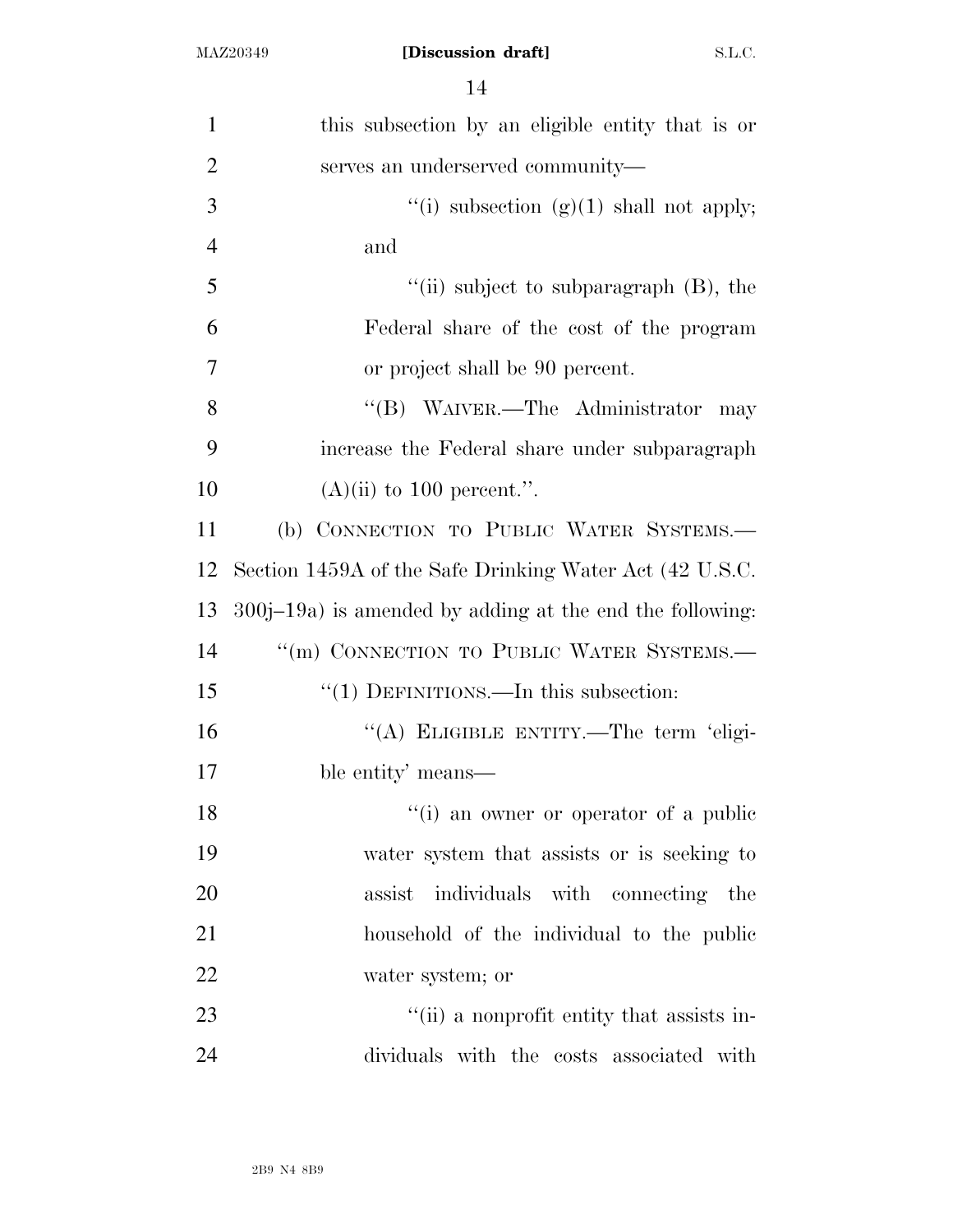this subsection by an eligible entity that is or serves an underserved community—

"(i) subsection (g)(1) shall not apply; and

"(ii) subject to subparagraph (B), the Federal share of the cost of the program or project shall be 90 percent.

"(B) WAIVER.—The Administrator may increase the Federal share under subparagraph (A)(ii) to 100 percent.".

(b) CONNECTION TO PUBLIC WATER SYSTEMS.—Section 1459A of the Safe Drinking Water Act (42 U.S.C. 300j–19a) is amended by adding at the end the following:

"(m) CONNECTION TO PUBLIC WATER SYSTEMS.—

"(1) DEFINITIONS.—In this subsection:

"(A) ELIGIBLE ENTITY.—The term 'eligible entity' means—

"(i) an owner or operator of a public water system that assists or is seeking to assist individuals with connecting the household of the individual to the public water system; or

"(ii) a nonprofit entity that assists individuals with the costs associated with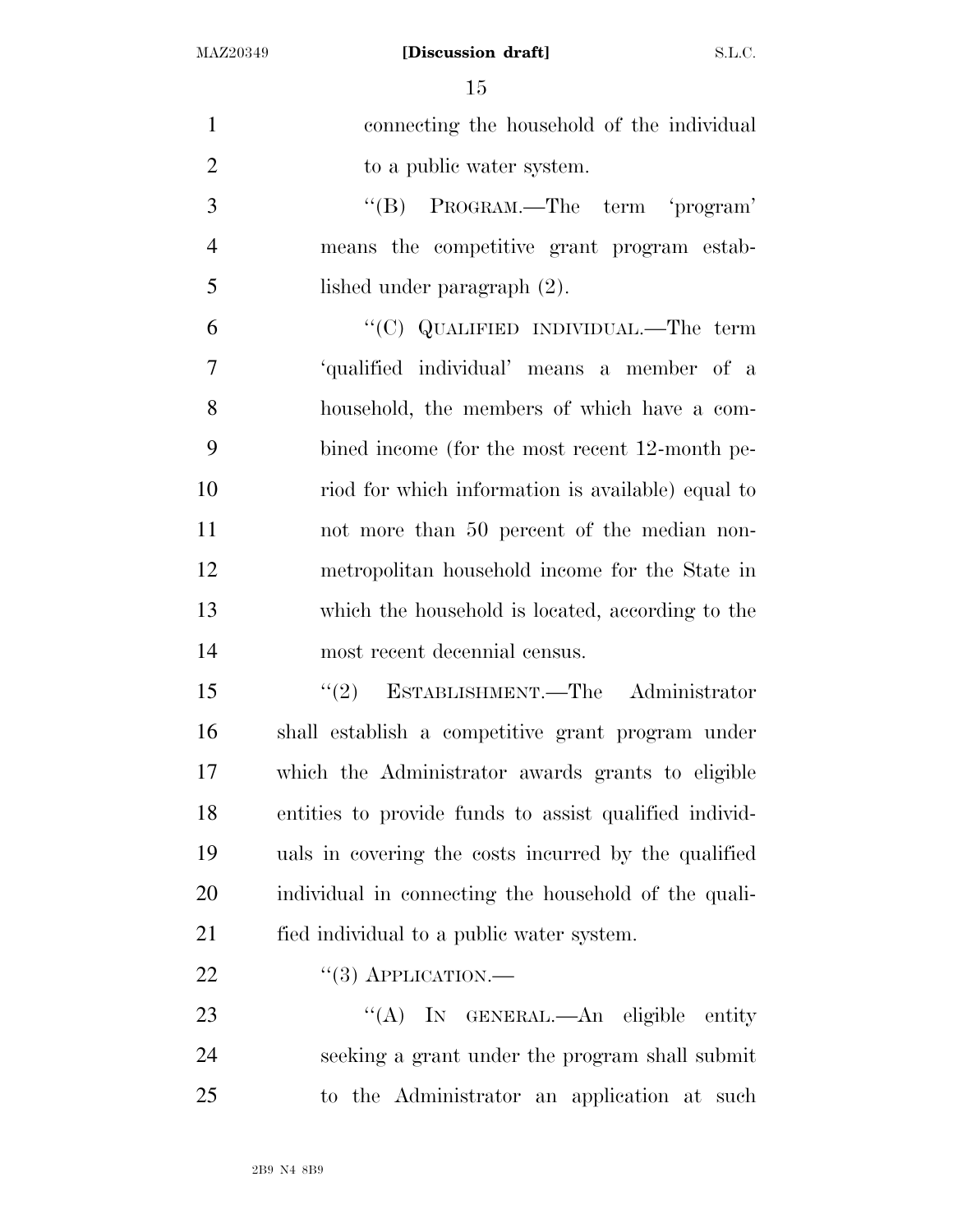connecting the household of the individual to a public water system.

"(B) PROGRAM.—The term 'program' means the competitive grant program established under paragraph (2).

"(C) QUALIFIED INDIVIDUAL.—The term 'qualified individual' means a member of a household, the members of which have a combined income (for the most recent 12-month period for which information is available) equal to not more than 50 percent of the median nonmetropolitan household income for the State in which the household is located, according to the most recent decennial census.

"(2) ESTABLISHMENT.—The Administrator shall establish a competitive grant program under which the Administrator awards grants to eligible entities to provide funds to assist qualified individuals in covering the costs incurred by the qualified individual in connecting the household of the qualified individual to a public water system.

"(3) APPLICATION.—

"(A) IN GENERAL.—An eligible entity seeking a grant under the program shall submit to the Administrator an application at such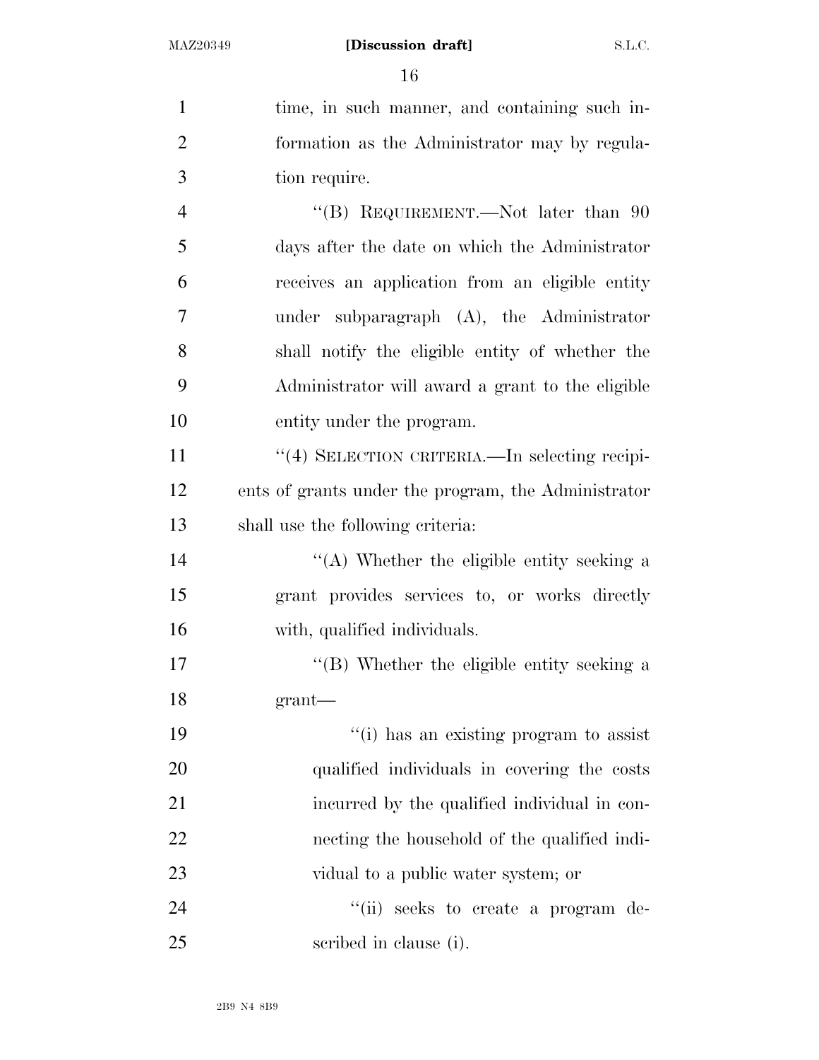time, in such manner, and containing such information as the Administrator may by regulation require.

"(B) REQUIREMENT.—Not later than 90 days after the date on which the Administrator receives an application from an eligible entity under subparagraph (A), the Administrator shall notify the eligible entity of whether the Administrator will award a grant to the eligible entity under the program.

"(4) SELECTION CRITERIA.—In selecting recipients of grants under the program, the Administrator shall use the following criteria:

"(A) Whether the eligible entity seeking a grant provides services to, or works directly with, qualified individuals.

"(B) Whether the eligible entity seeking a grant—

"(i) has an existing program to assist qualified individuals in covering the costs incurred by the qualified individual in connecting the household of the qualified individual to a public water system; or

"(ii) seeks to create a program described in clause (i).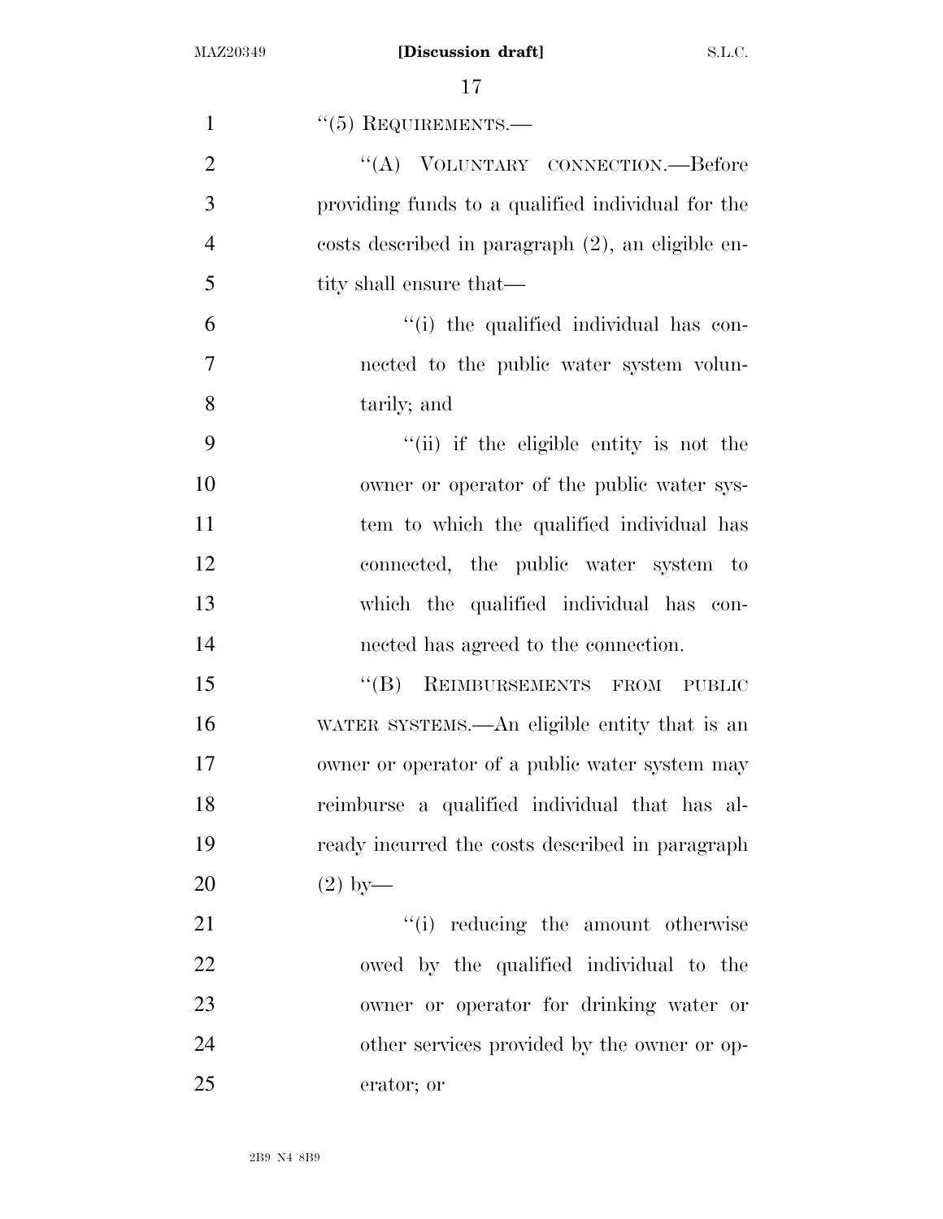''(5) REQUIREMENTS.—

''(A) VOLUNTARY CONNECTION.—Before providing funds to a qualified individual for the costs described in paragraph (2), an eligible entity shall ensure that—

''(i) the qualified individual has connected to the public water system voluntarily; and

''(ii) if the eligible entity is not the owner or operator of the public water system to which the qualified individual has connected, the public water system to which the qualified individual has connected has agreed to the connection.

''(B) REIMBURSEMENTS FROM PUBLIC WATER SYSTEMS.—An eligible entity that is an owner or operator of a public water system may reimburse a qualified individual that has already incurred the costs described in paragraph (2) by—

''(i) reducing the amount otherwise owed by the qualified individual to the owner or operator for drinking water or other services provided by the owner or operator; or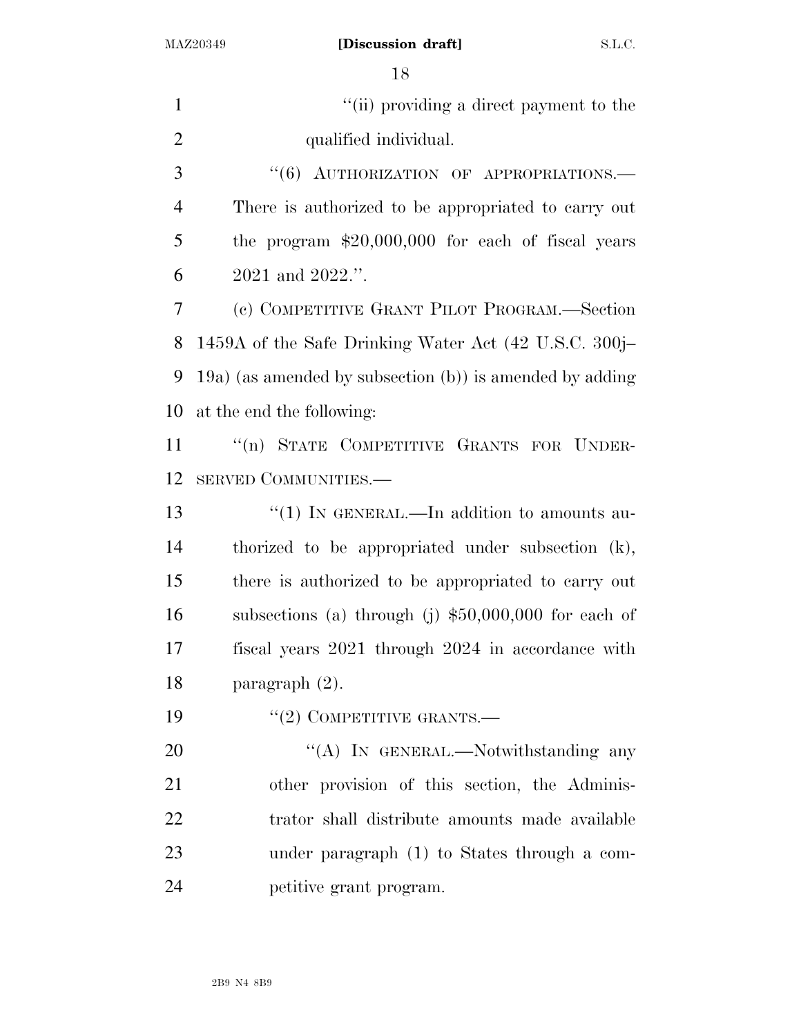"(ii) providing a direct payment to the qualified individual.

"(6) AUTHORIZATION OF APPROPRIATIONS.—There is authorized to be appropriated to carry out the program $20,000,000 for each of fiscal years 2021 and 2022.".

(c) COMPETITIVE GRANT PILOT PROGRAM.—Section 1459A of the Safe Drinking Water Act (42 U.S.C. 300j–19a) (as amended by subsection (b)) is amended by adding at the end the following:

"(n) STATE COMPETITIVE GRANTS FOR UNDERSERVED COMMUNITIES.—

"(1) IN GENERAL.—In addition to amounts authorized to be appropriated under subsection (k), there is authorized to be appropriated to carry out subsections (a) through (j) $50,000,000 for each of fiscal years 2021 through 2024 in accordance with paragraph (2).

"(2) COMPETITIVE GRANTS.—

"(A) IN GENERAL.—Notwithstanding any other provision of this section, the Administrator shall distribute amounts made available under paragraph (1) to States through a competitive grant program.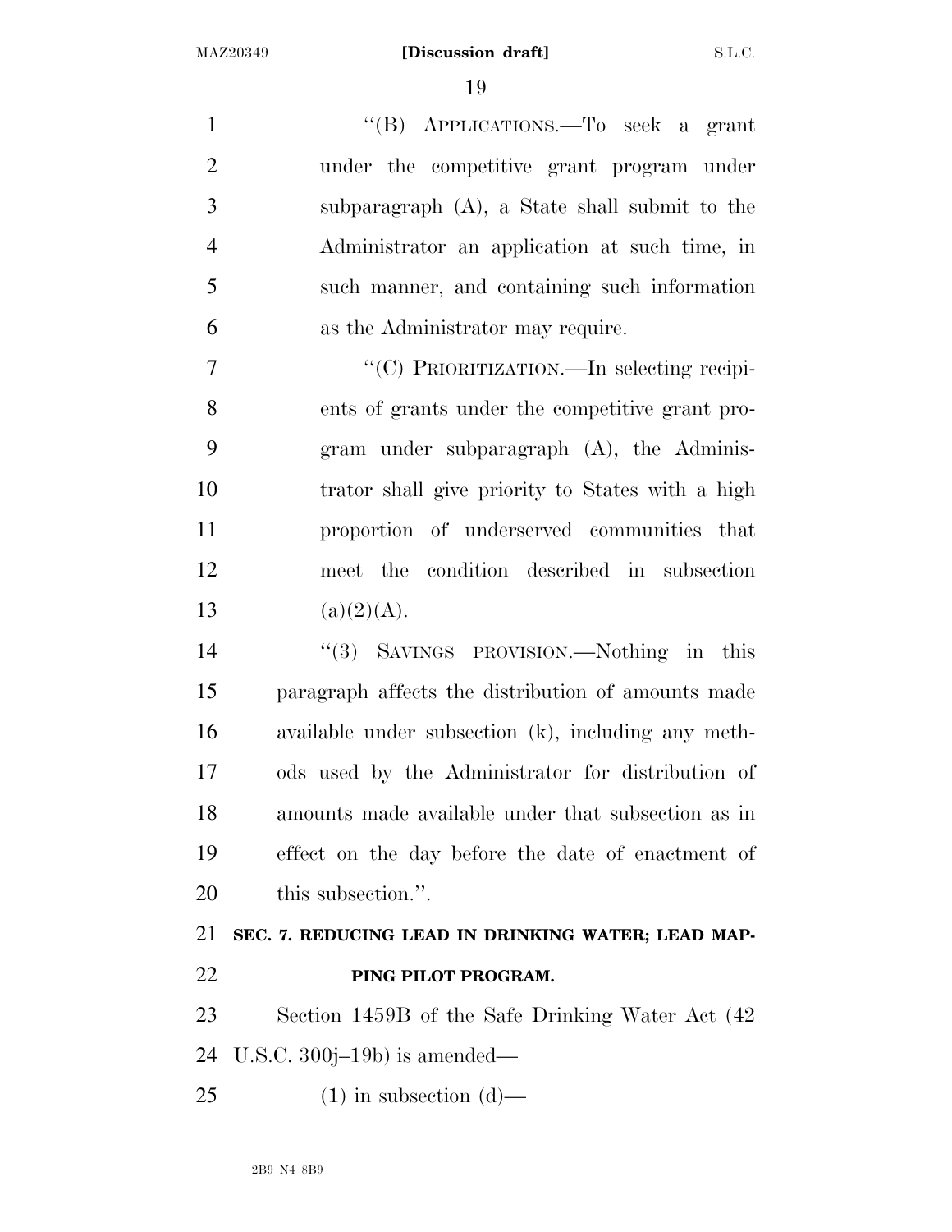"(B) APPLICATIONS.—To seek a grant under the competitive grant program under subparagraph (A), a State shall submit to the Administrator an application at such time, in such manner, and containing such information as the Administrator may require.

"(C) PRIORITIZATION.—In selecting recipients of grants under the competitive grant program under subparagraph (A), the Administrator shall give priority to States with a high proportion of underserved communities that meet the condition described in subsection (a)(2)(A).

"(3) SAVINGS PROVISION.—Nothing in this paragraph affects the distribution of amounts made available under subsection (k), including any methods used by the Administrator for distribution of amounts made available under that subsection as in effect on the day before the date of enactment of this subsection.".

**SEC. 7. REDUCING LEAD IN DRINKING WATER; LEAD MAPPING PILOT PROGRAM.**

Section 1459B of the Safe Drinking Water Act (42 U.S.C. 300j–19b) is amended—

(1) in subsection (d)—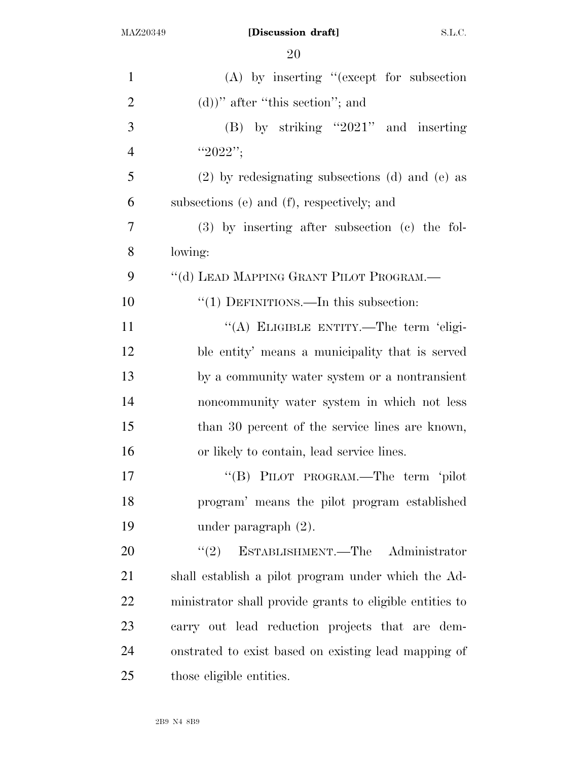(A) by inserting "(except for subsection (d))" after "this section"; and

(B) by striking "2021" and inserting "2022";

(2) by redesignating subsections (d) and (e) as subsections (e) and (f), respectively; and

(3) by inserting after subsection (c) the following:

"(d) LEAD MAPPING GRANT PILOT PROGRAM.—

"(1) DEFINITIONS.—In this subsection:

"(A) ELIGIBLE ENTITY.—The term 'eligible entity' means a municipality that is served by a community water system or a nontransient noncommunity water system in which not less than 30 percent of the service lines are known, or likely to contain, lead service lines.

"(B) PILOT PROGRAM.—The term 'pilot program' means the pilot program established under paragraph (2).

"(2) ESTABLISHMENT.—The Administrator shall establish a pilot program under which the Administrator shall provide grants to eligible entities to carry out lead reduction projects that are demonstrated to exist based on existing lead mapping of those eligible entities.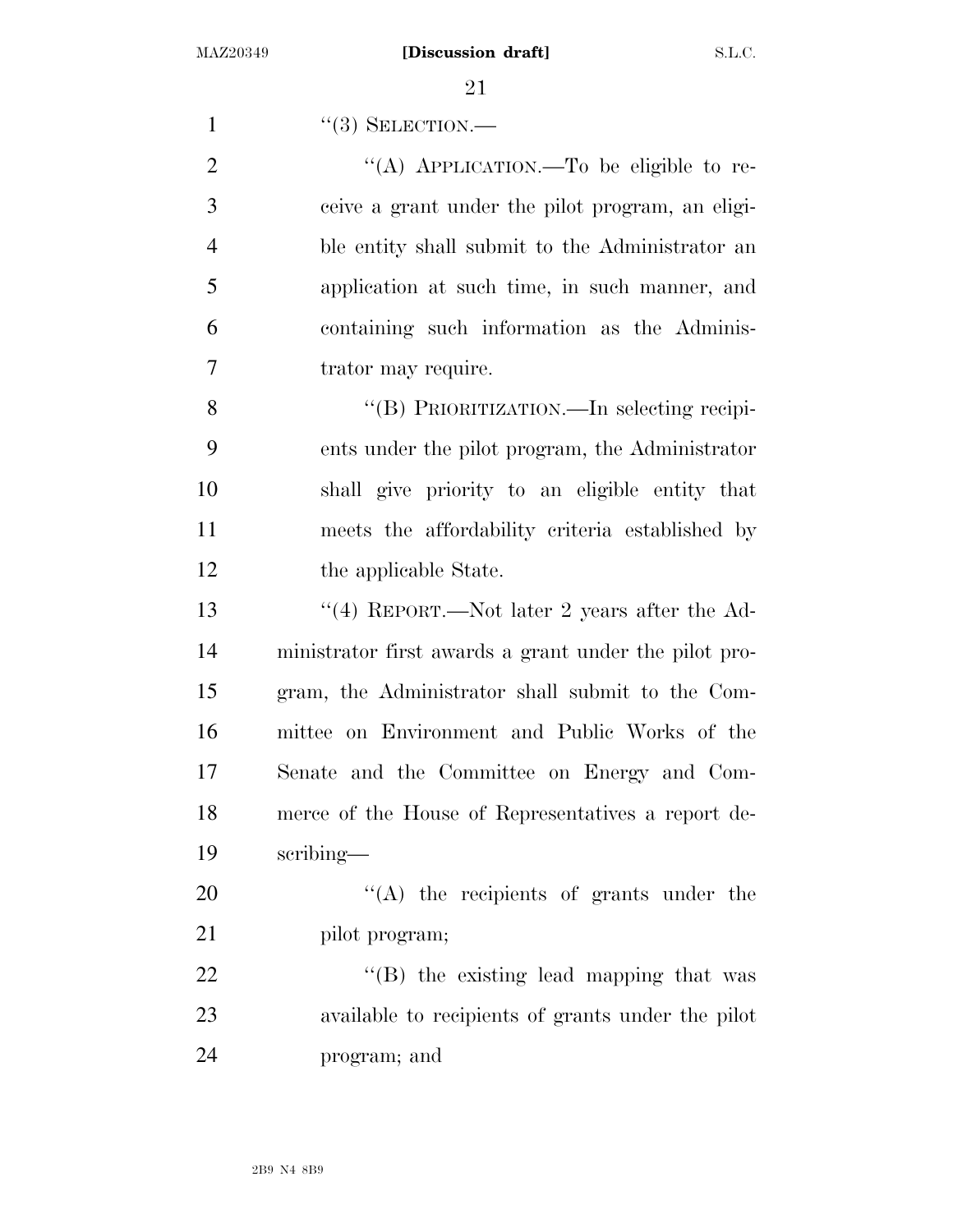"(3) SELECTION.—

"(A) APPLICATION.—To be eligible to receive a grant under the pilot program, an eligible entity shall submit to the Administrator an application at such time, in such manner, and containing such information as the Administrator may require.

"(B) PRIORITIZATION.—In selecting recipients under the pilot program, the Administrator shall give priority to an eligible entity that meets the affordability criteria established by the applicable State.

"(4) REPORT.—Not later 2 years after the Administrator first awards a grant under the pilot program, the Administrator shall submit to the Committee on Environment and Public Works of the Senate and the Committee on Energy and Commerce of the House of Representatives a report describing—

"(A) the recipients of grants under the pilot program;

"(B) the existing lead mapping that was available to recipients of grants under the pilot program; and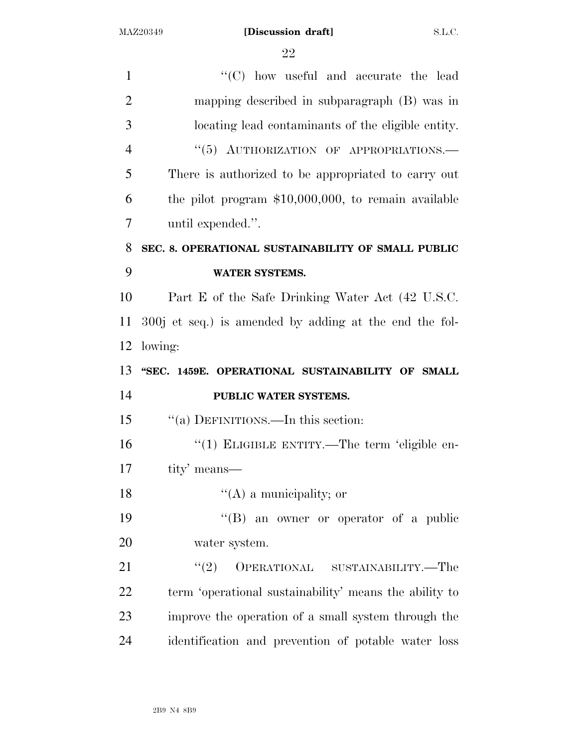"(C) how useful and accurate the lead mapping described in subparagraph (B) was in locating lead contaminants of the eligible entity.

"(5) AUTHORIZATION OF APPROPRIATIONS.— There is authorized to be appropriated to carry out the pilot program $10,000,000, to remain available until expended.".

**SEC. 8. OPERATIONAL SUSTAINABILITY OF SMALL PUBLIC WATER SYSTEMS.**

Part E of the Safe Drinking Water Act (42 U.S.C. 300j et seq.) is amended by adding at the end the following:

**"SEC. 1459E. OPERATIONAL SUSTAINABILITY OF SMALL PUBLIC WATER SYSTEMS.**

"(a) DEFINITIONS.—In this section:

"(1) ELIGIBLE ENTITY.—The term 'eligible entity' means—

"(A) a municipality; or

"(B) an owner or operator of a public water system.

"(2) OPERATIONAL SUSTAINABILITY.—The term 'operational sustainability' means the ability to improve the operation of a small system through the identification and prevention of potable water loss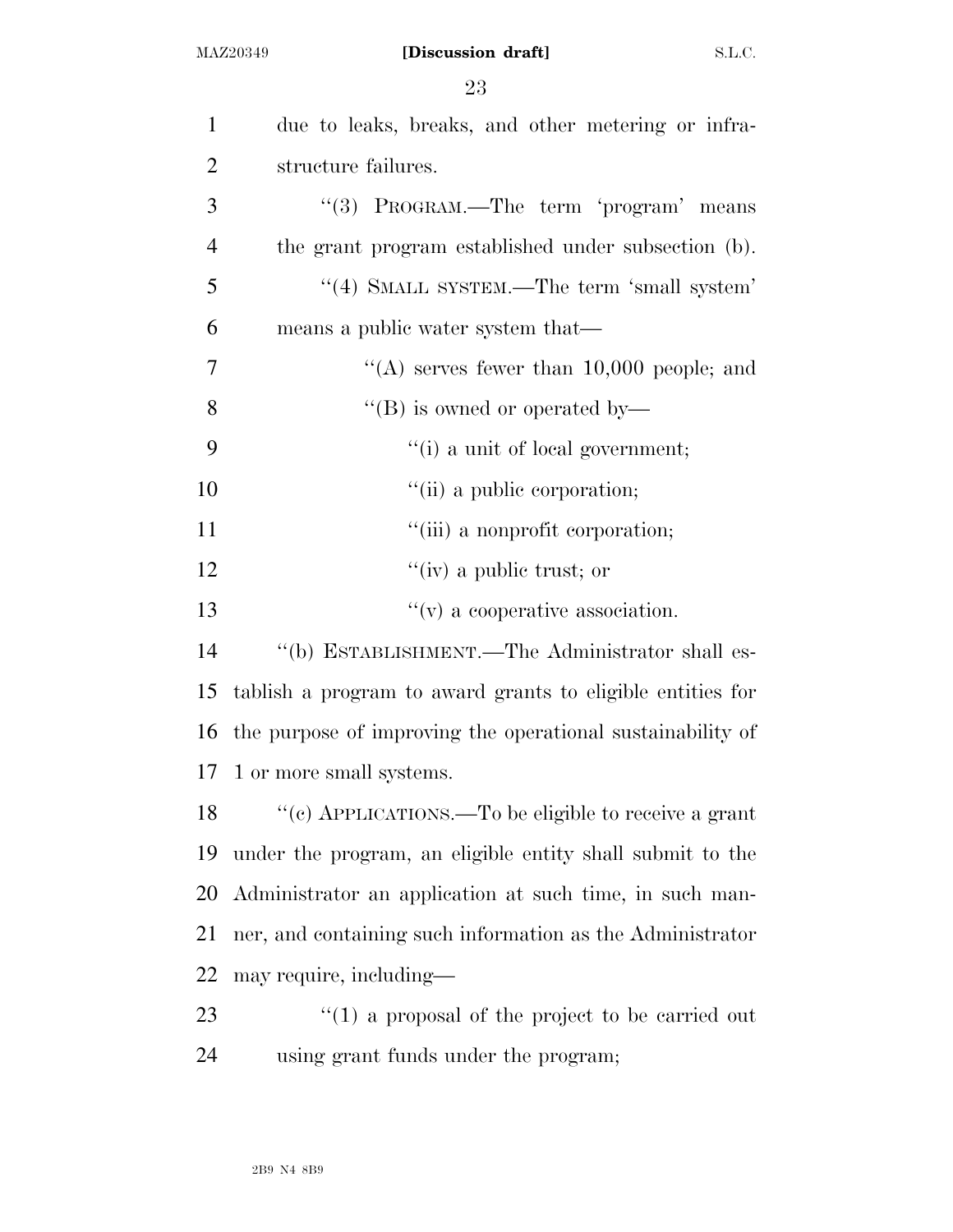due to leaks, breaks, and other metering or infrastructure failures.

"(3) PROGRAM.—The term 'program' means the grant program established under subsection (b).

"(4) SMALL SYSTEM.—The term 'small system' means a public water system that—

"(A) serves fewer than 10,000 people; and

"(B) is owned or operated by—

"(i) a unit of local government;

"(ii) a public corporation;

"(iii) a nonprofit corporation;

"(iv) a public trust; or

"(v) a cooperative association.

"(b) ESTABLISHMENT.—The Administrator shall establish a program to award grants to eligible entities for the purpose of improving the operational sustainability of 1 or more small systems.

"(c) APPLICATIONS.—To be eligible to receive a grant under the program, an eligible entity shall submit to the Administrator an application at such time, in such manner, and containing such information as the Administrator may require, including—

"(1) a proposal of the project to be carried out using grant funds under the program;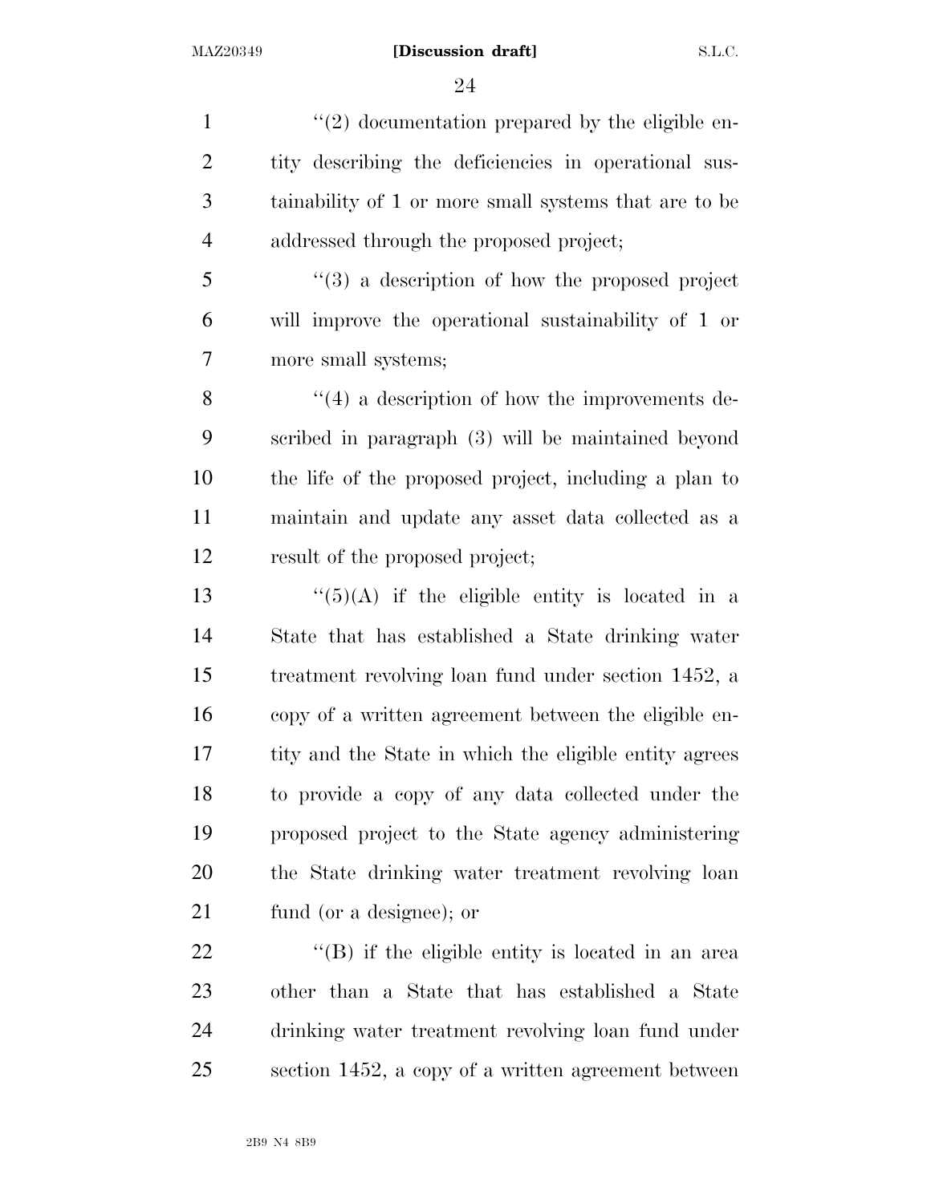''(2) documentation prepared by the eligible entity describing the deficiencies in operational sustainability of 1 or more small systems that are to be addressed through the proposed project;

''(3) a description of how the proposed project will improve the operational sustainability of 1 or more small systems;

''(4) a description of how the improvements described in paragraph (3) will be maintained beyond the life of the proposed project, including a plan to maintain and update any asset data collected as a result of the proposed project;

''(5)(A) if the eligible entity is located in a State that has established a State drinking water treatment revolving loan fund under section 1452, a copy of a written agreement between the eligible entity and the State in which the eligible entity agrees to provide a copy of any data collected under the proposed project to the State agency administering the State drinking water treatment revolving loan fund (or a designee); or

''(B) if the eligible entity is located in an area other than a State that has established a State drinking water treatment revolving loan fund under section 1452, a copy of a written agreement between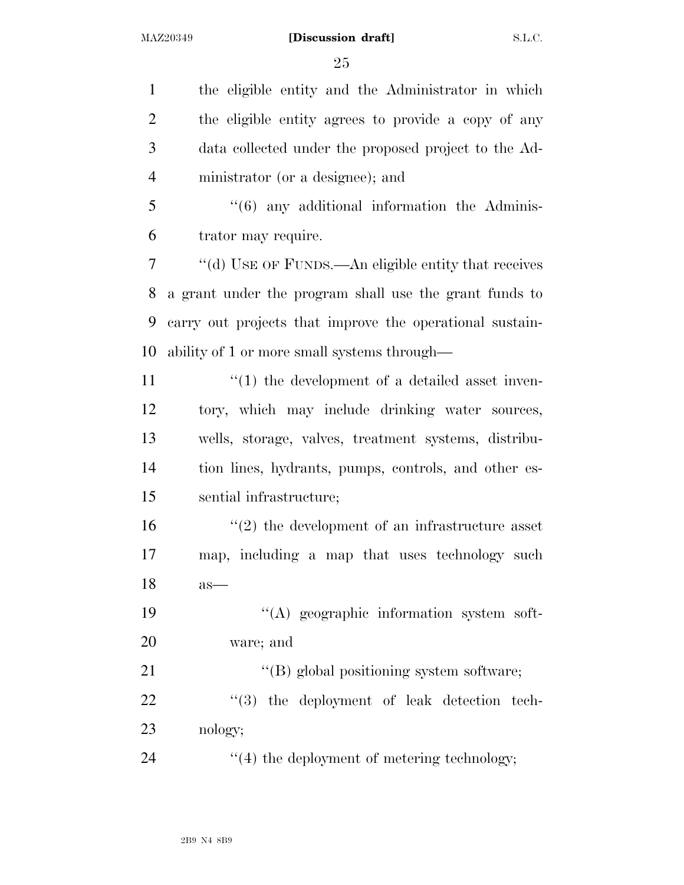the eligible entity and the Administrator in which the eligible entity agrees to provide a copy of any data collected under the proposed project to the Administrator (or a designee); and

"(6) any additional information the Administrator may require.

"(d) USE OF FUNDS.—An eligible entity that receives a grant under the program shall use the grant funds to carry out projects that improve the operational sustainability of 1 or more small systems through—

"(1) the development of a detailed asset inventory, which may include drinking water sources, wells, storage, valves, treatment systems, distribution lines, hydrants, pumps, controls, and other essential infrastructure;

"(2) the development of an infrastructure asset map, including a map that uses technology such as—

"(A) geographic information system software; and

"(B) global positioning system software;

"(3) the deployment of leak detection technology;

"(4) the deployment of metering technology;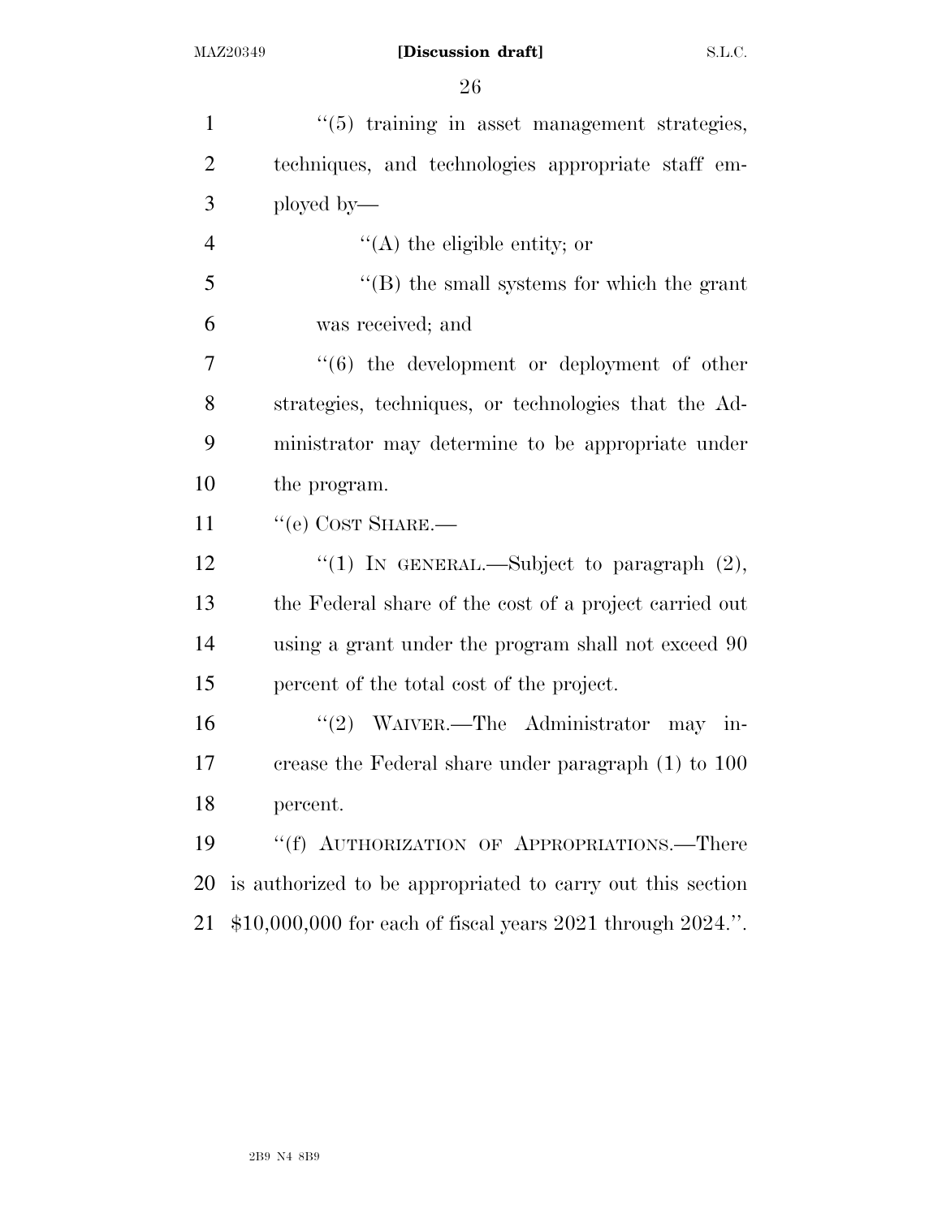''(5) training in asset management strategies, techniques, and technologies appropriate staff employed by—

''(A) the eligible entity; or

''(B) the small systems for which the grant was received; and

''(6) the development or deployment of other strategies, techniques, or technologies that the Administrator may determine to be appropriate under the program.

''(e) COST SHARE.—

''(1) IN GENERAL.—Subject to paragraph (2), the Federal share of the cost of a project carried out using a grant under the program shall not exceed 90 percent of the total cost of the project.

''(2) WAIVER.—The Administrator may increase the Federal share under paragraph (1) to 100 percent.

''(f) AUTHORIZATION OF APPROPRIATIONS.—There is authorized to be appropriated to carry out this section $10,000,000 for each of fiscal years 2021 through 2024.''.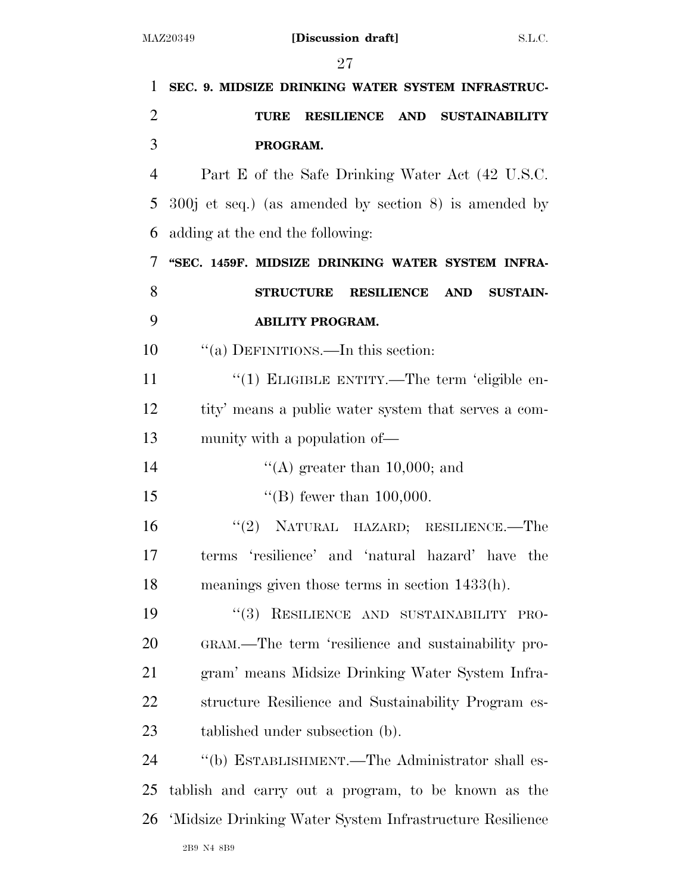**SEC. 9. MIDSIZE DRINKING WATER SYSTEM INFRASTRUCTURE RESILIENCE AND SUSTAINABILITY PROGRAM.**

Part E of the Safe Drinking Water Act (42 U.S.C. 300j et seq.) (as amended by section 8) is amended by adding at the end the following:

**"SEC. 1459F. MIDSIZE DRINKING WATER SYSTEM INFRASTRUCTURE RESILIENCE AND SUSTAINABILITY PROGRAM.**

"(a) DEFINITIONS.—In this section:

"(1) ELIGIBLE ENTITY.—The term 'eligible entity' means a public water system that serves a community with a population of—

"(A) greater than 10,000; and

"(B) fewer than 100,000.

"(2) NATURAL HAZARD; RESILIENCE.—The terms 'resilience' and 'natural hazard' have the meanings given those terms in section 1433(h).

"(3) RESILIENCE AND SUSTAINABILITY PROGRAM.—The term 'resilience and sustainability program' means Midsize Drinking Water System Infrastructure Resilience and Sustainability Program established under subsection (b).

"(b) ESTABLISHMENT.—The Administrator shall establish and carry out a program, to be known as the 'Midsize Drinking Water System Infrastructure Resilience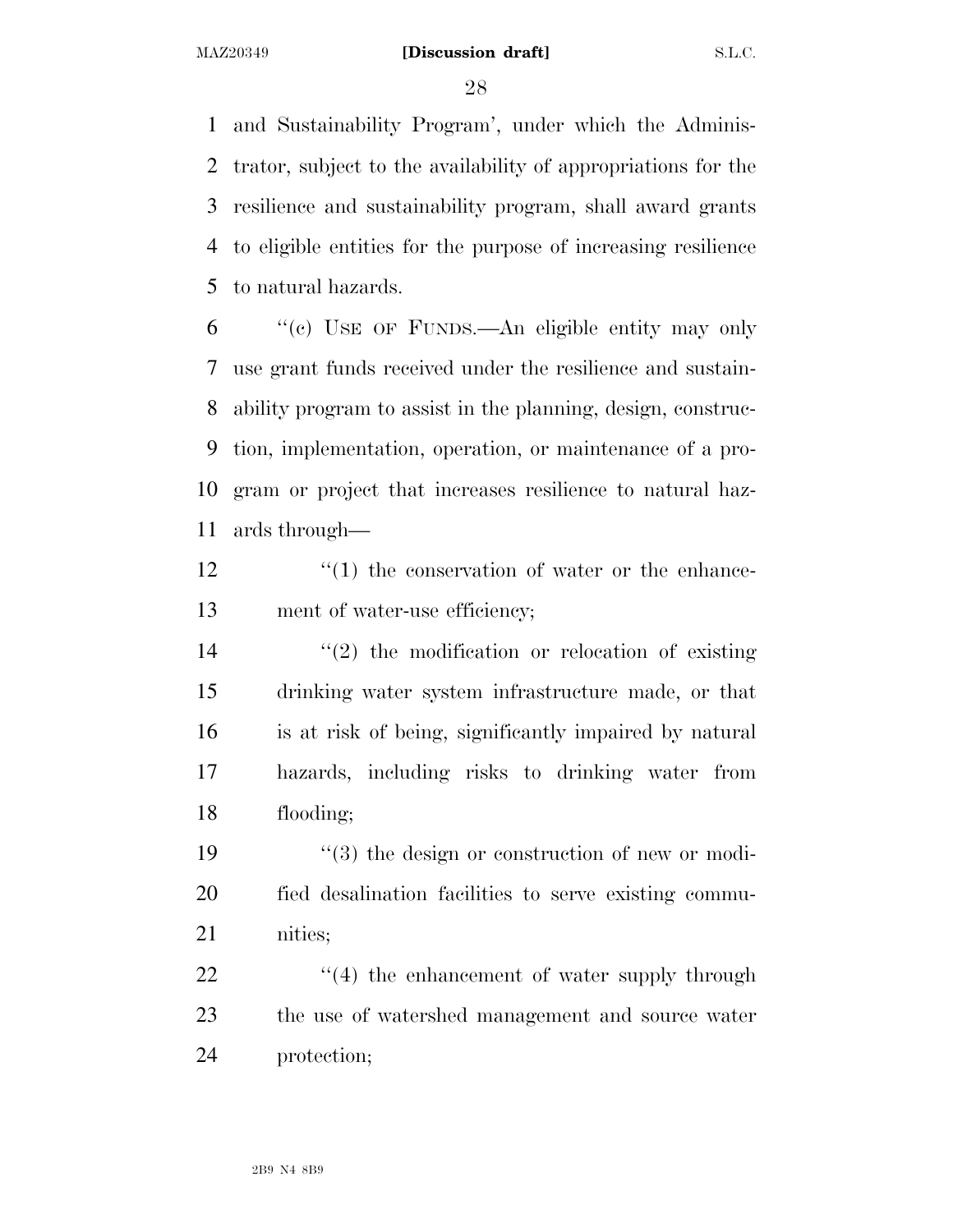and Sustainability Program', under which the Administrator, subject to the availability of appropriations for the resilience and sustainability program, shall award grants to eligible entities for the purpose of increasing resilience to natural hazards.

"(c) USE OF FUNDS.—An eligible entity may only use grant funds received under the resilience and sustainability program to assist in the planning, design, construction, implementation, operation, or maintenance of a program or project that increases resilience to natural hazards through—

"(1) the conservation of water or the enhancement of water-use efficiency;

"(2) the modification or relocation of existing drinking water system infrastructure made, or that is at risk of being, significantly impaired by natural hazards, including risks to drinking water from flooding;

"(3) the design or construction of new or modified desalination facilities to serve existing communities;

"(4) the enhancement of water supply through the use of watershed management and source water protection;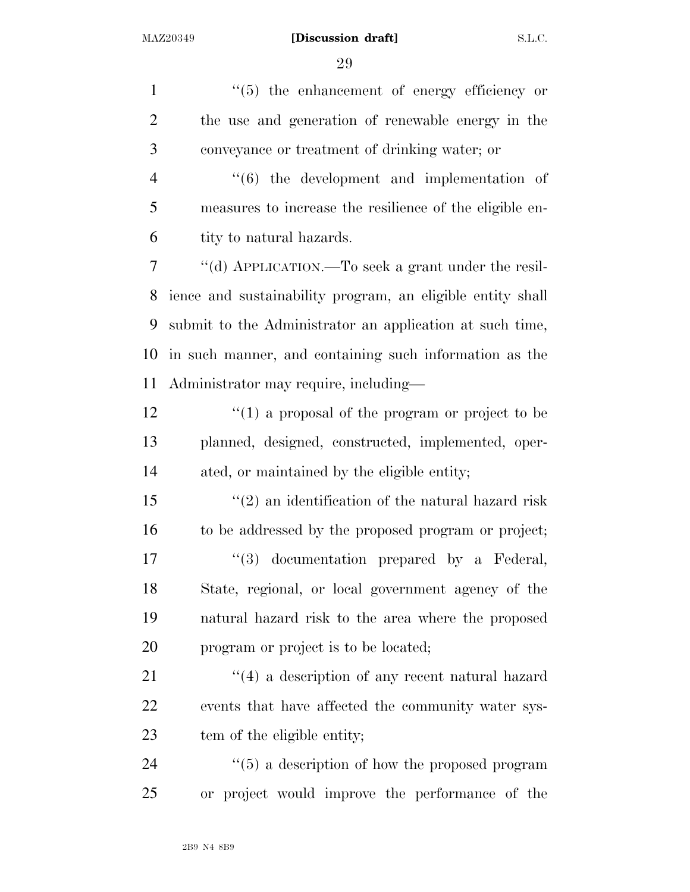''(5) the enhancement of energy efficiency or the use and generation of renewable energy in the conveyance or treatment of drinking water; or

''(6) the development and implementation of measures to increase the resilience of the eligible entity to natural hazards.

''(d) APPLICATION.—To seek a grant under the resilience and sustainability program, an eligible entity shall submit to the Administrator an application at such time, in such manner, and containing such information as the Administrator may require, including—

''(1) a proposal of the program or project to be planned, designed, constructed, implemented, operated, or maintained by the eligible entity;

''(2) an identification of the natural hazard risk to be addressed by the proposed program or project;

''(3) documentation prepared by a Federal, State, regional, or local government agency of the natural hazard risk to the area where the proposed program or project is to be located;

''(4) a description of any recent natural hazard events that have affected the community water system of the eligible entity;

''(5) a description of how the proposed program or project would improve the performance of the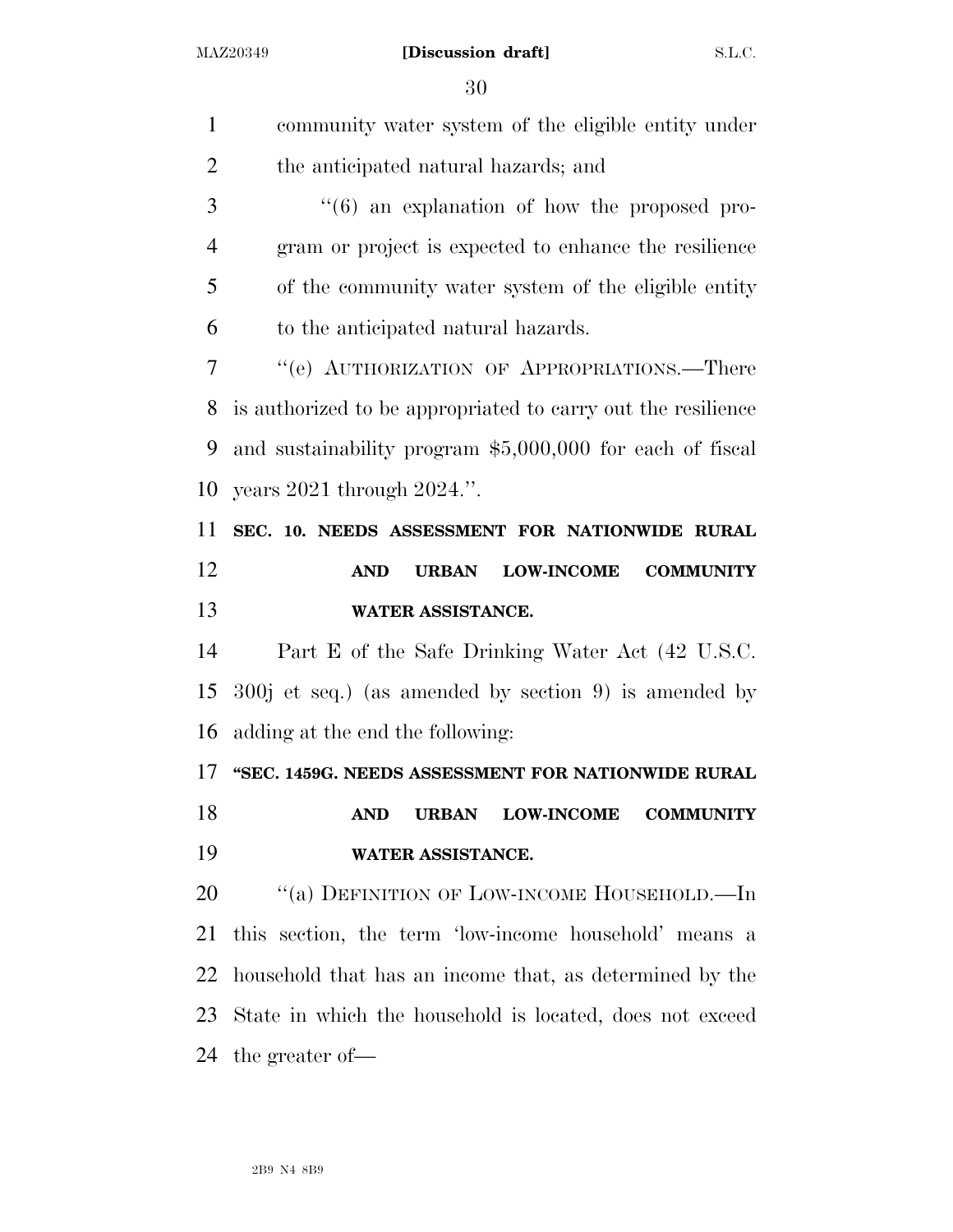community water system of the eligible entity under the anticipated natural hazards; and

"(6) an explanation of how the proposed program or project is expected to enhance the resilience of the community water system of the eligible entity to the anticipated natural hazards.

"(e) AUTHORIZATION OF APPROPRIATIONS.—There is authorized to be appropriated to carry out the resilience and sustainability program $5,000,000 for each of fiscal years 2021 through 2024.".

**SEC. 10. NEEDS ASSESSMENT FOR NATIONWIDE RURAL AND URBAN LOW-INCOME COMMUNITY WATER ASSISTANCE.**

Part E of the Safe Drinking Water Act (42 U.S.C. 300j et seq.) (as amended by section 9) is amended by adding at the end the following:

**"SEC. 1459G. NEEDS ASSESSMENT FOR NATIONWIDE RURAL AND URBAN LOW-INCOME COMMUNITY WATER ASSISTANCE.**

"(a) DEFINITION OF LOW-INCOME HOUSEHOLD.—In this section, the term 'low-income household' means a household that has an income that, as determined by the State in which the household is located, does not exceed the greater of—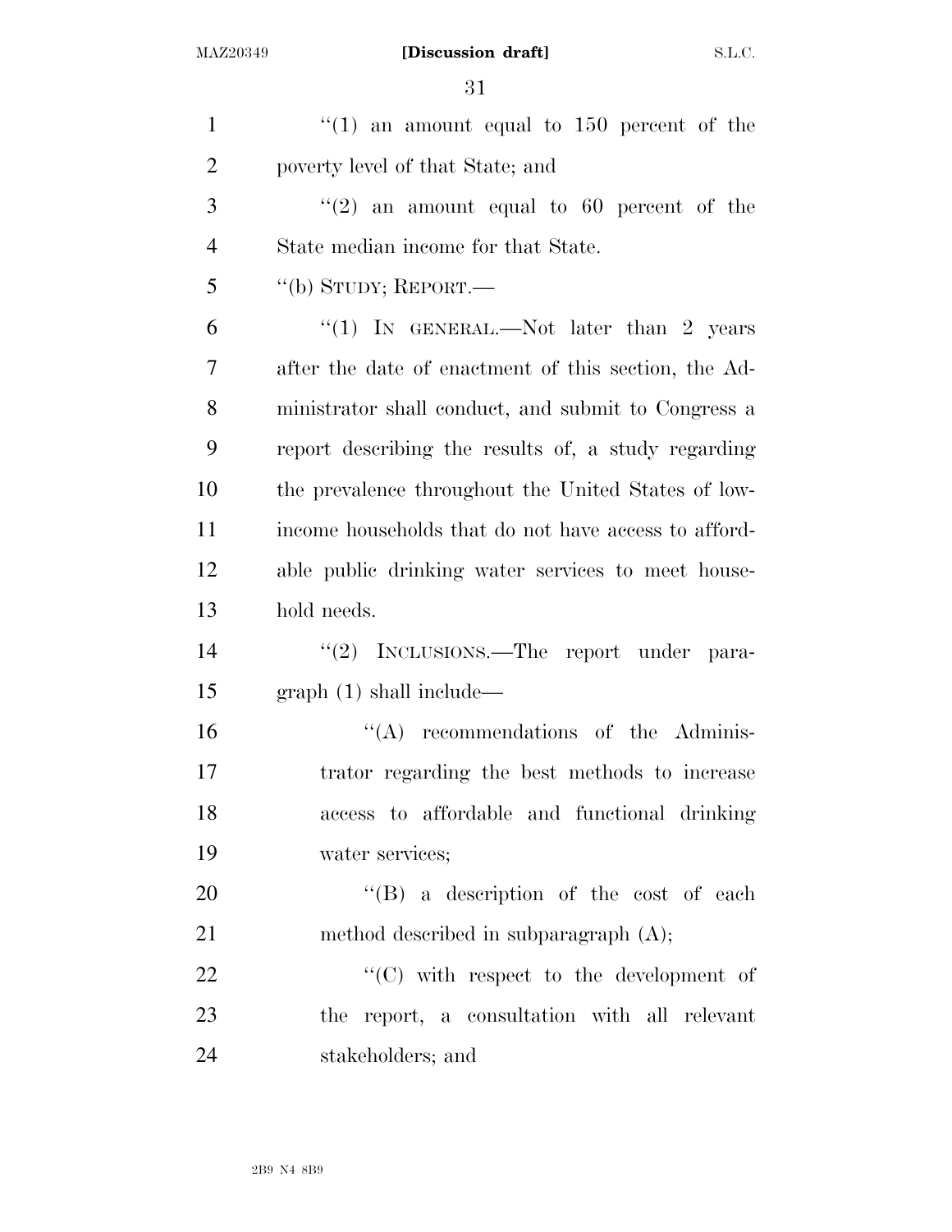''(1) an amount equal to 150 percent of the poverty level of that State; and

''(2) an amount equal to 60 percent of the State median income for that State.

''(b) STUDY; REPORT.—

''(1) IN GENERAL.—Not later than 2 years after the date of enactment of this section, the Administrator shall conduct, and submit to Congress a report describing the results of, a study regarding the prevalence throughout the United States of low-income households that do not have access to affordable public drinking water services to meet household needs.

''(2) INCLUSIONS.—The report under paragraph (1) shall include—

''(A) recommendations of the Administrator regarding the best methods to increase access to affordable and functional drinking water services;

''(B) a description of the cost of each method described in subparagraph (A);

''(C) with respect to the development of the report, a consultation with all relevant stakeholders; and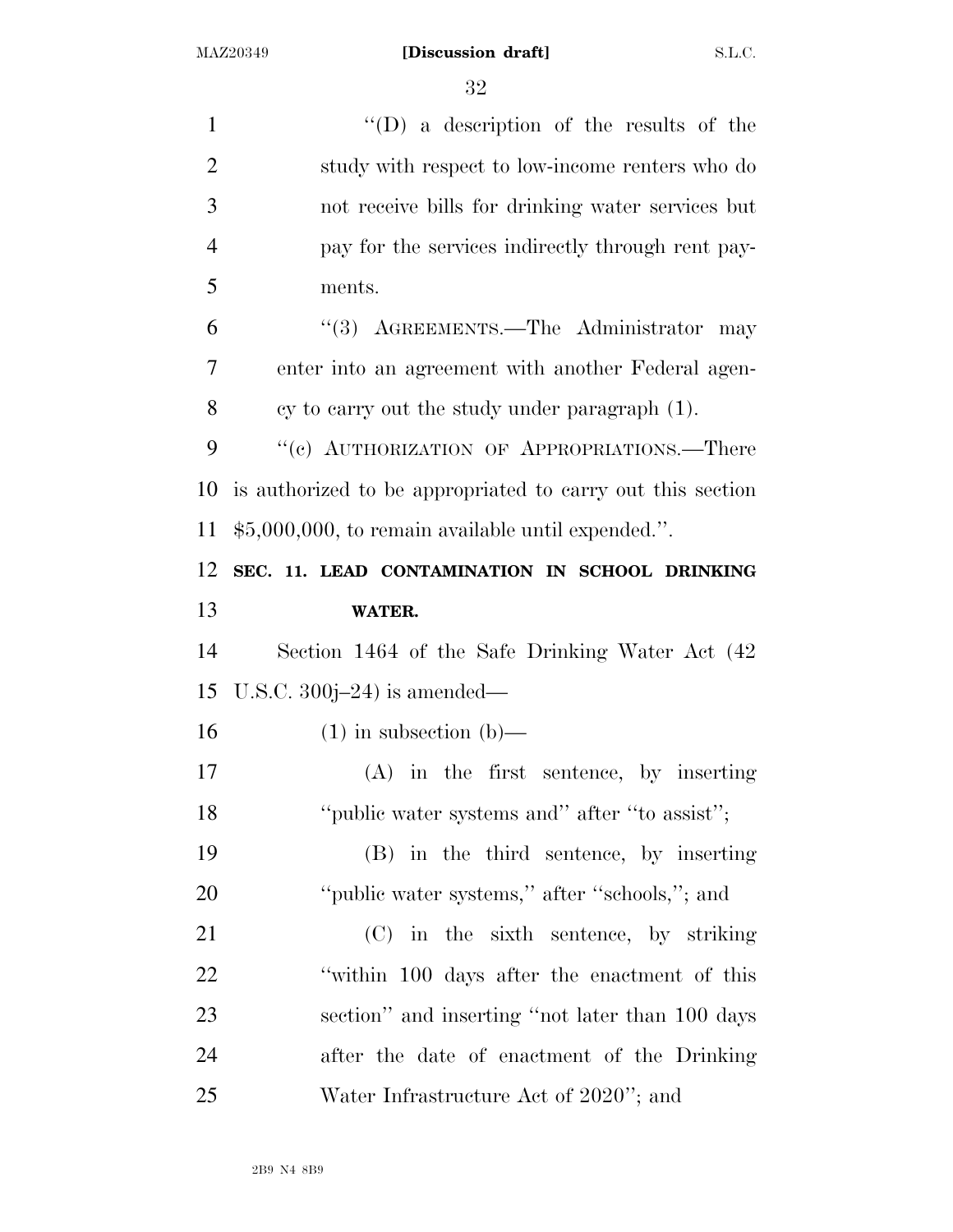"(D) a description of the results of the study with respect to low-income renters who do not receive bills for drinking water services but pay for the services indirectly through rent payments.

"(3) AGREEMENTS.—The Administrator may enter into an agreement with another Federal agency to carry out the study under paragraph (1).

"(c) AUTHORIZATION OF APPROPRIATIONS.—There is authorized to be appropriated to carry out this section $5,000,000, to remain available until expended.".

**SEC. 11. LEAD CONTAMINATION IN SCHOOL DRINKING WATER.**

Section 1464 of the Safe Drinking Water Act (42 U.S.C. 300j–24) is amended—

(1) in subsection (b)—

(A) in the first sentence, by inserting "public water systems and" after "to assist";

(B) in the third sentence, by inserting "public water systems," after "schools,"; and

(C) in the sixth sentence, by striking "within 100 days after the enactment of this section" and inserting "not later than 100 days after the date of enactment of the Drinking Water Infrastructure Act of 2020"; and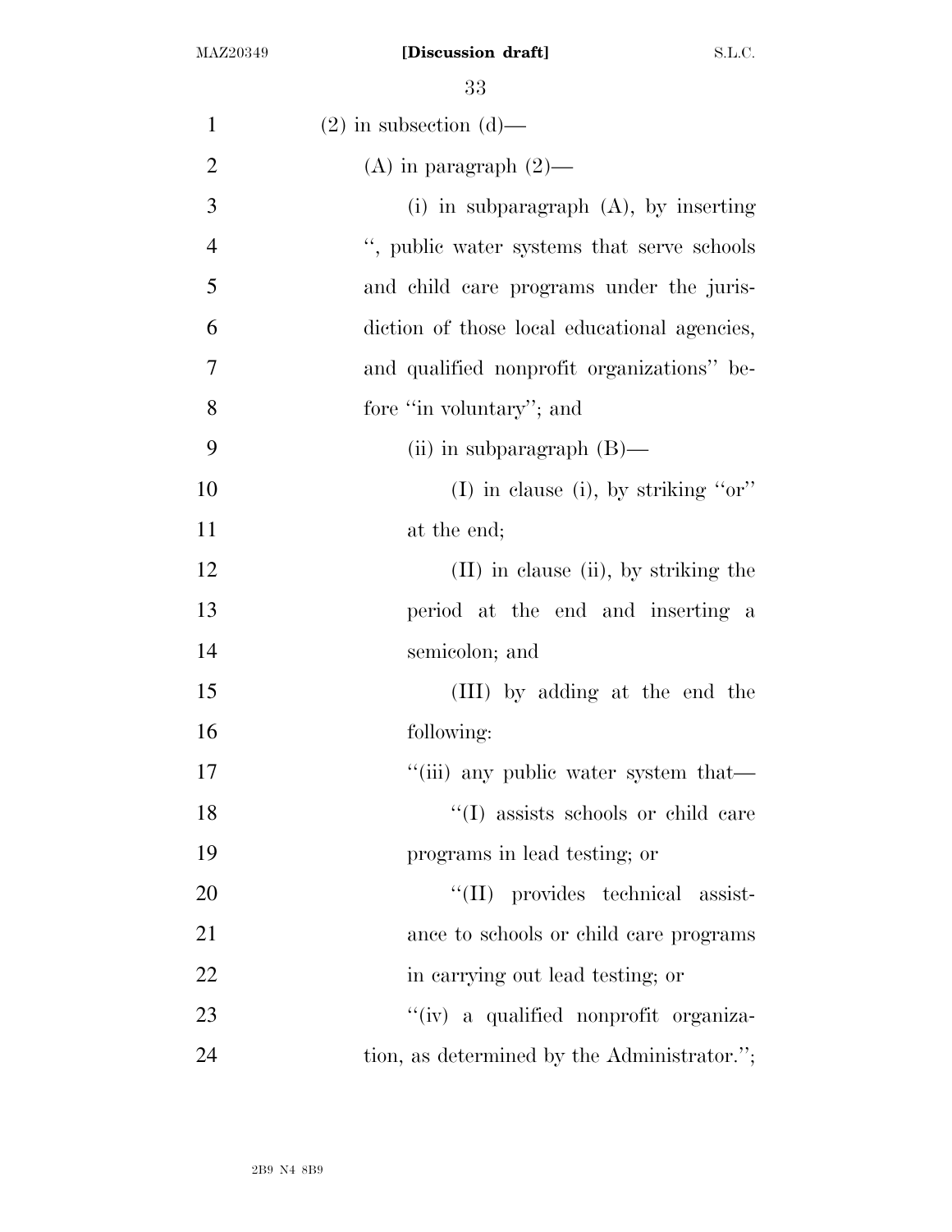(2) in subsection (d)—

(A) in paragraph (2)—

(i) in subparagraph (A), by inserting ", public water systems that serve schools and child care programs under the jurisdiction of those local educational agencies, and qualified nonprofit organizations" before "in voluntary"; and

(ii) in subparagraph (B)—

(I) in clause (i), by striking "or" at the end;

(II) in clause (ii), by striking the period at the end and inserting a semicolon; and

(III) by adding at the end the following:

"(iii) any public water system that—

"(I) assists schools or child care programs in lead testing; or

"(II) provides technical assistance to schools or child care programs in carrying out lead testing; or

"(iv) a qualified nonprofit organization, as determined by the Administrator.";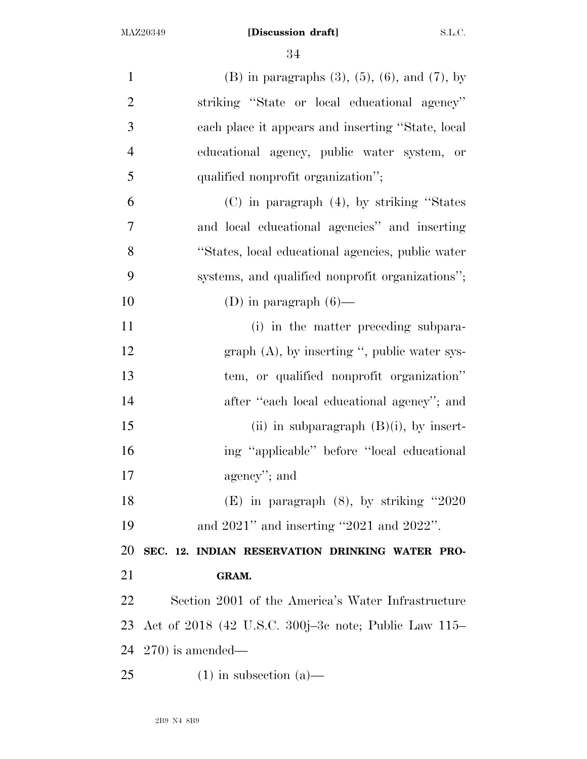(B) in paragraphs (3), (5), (6), and (7), by striking "State or local educational agency" each place it appears and inserting "State, local educational agency, public water system, or qualified nonprofit organization";

(C) in paragraph (4), by striking "States and local educational agencies" and inserting "States, local educational agencies, public water systems, and qualified nonprofit organizations";

(D) in paragraph (6)—

(i) in the matter preceding subparagraph (A), by inserting ", public water system, or qualified nonprofit organization" after "each local educational agency"; and

(ii) in subparagraph (B)(i), by inserting "applicable" before "local educational agency"; and

(E) in paragraph (8), by striking "2020 and 2021" and inserting "2021 and 2022".

## SEC. 12. INDIAN RESERVATION DRINKING WATER PROGRAM.

Section 2001 of the America's Water Infrastructure Act of 2018 (42 U.S.C. 300j–3c note; Public Law 115–270) is amended—

(1) in subsection (a)—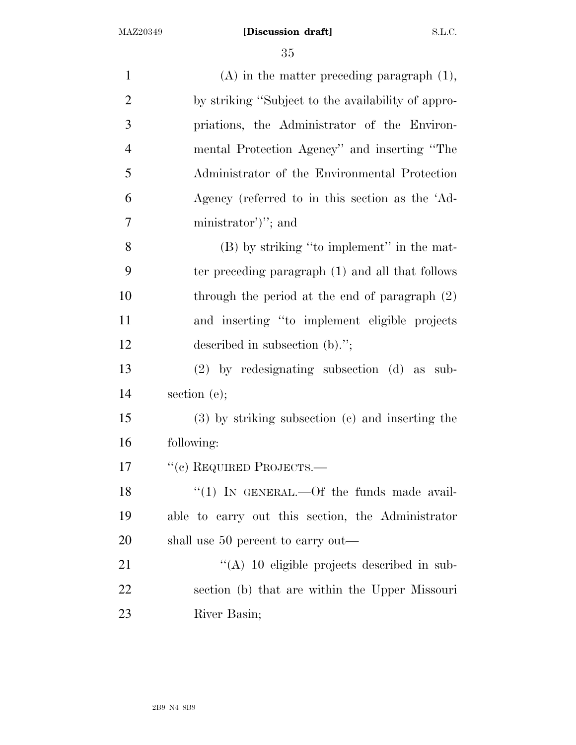(A) in the matter preceding paragraph (1), by striking "Subject to the availability of appropriations, the Administrator of the Environmental Protection Agency" and inserting "The Administrator of the Environmental Protection Agency (referred to in this section as the 'Administrator')"; and

(B) by striking "to implement" in the matter preceding paragraph (1) and all that follows through the period at the end of paragraph (2) and inserting "to implement eligible projects described in subsection (b).";

(2) by redesignating subsection (d) as subsection (e);

(3) by striking subsection (c) and inserting the following:

"(c) REQUIRED PROJECTS.—

"(1) IN GENERAL.—Of the funds made available to carry out this section, the Administrator shall use 50 percent to carry out—

"(A) 10 eligible projects described in subsection (b) that are within the Upper Missouri River Basin;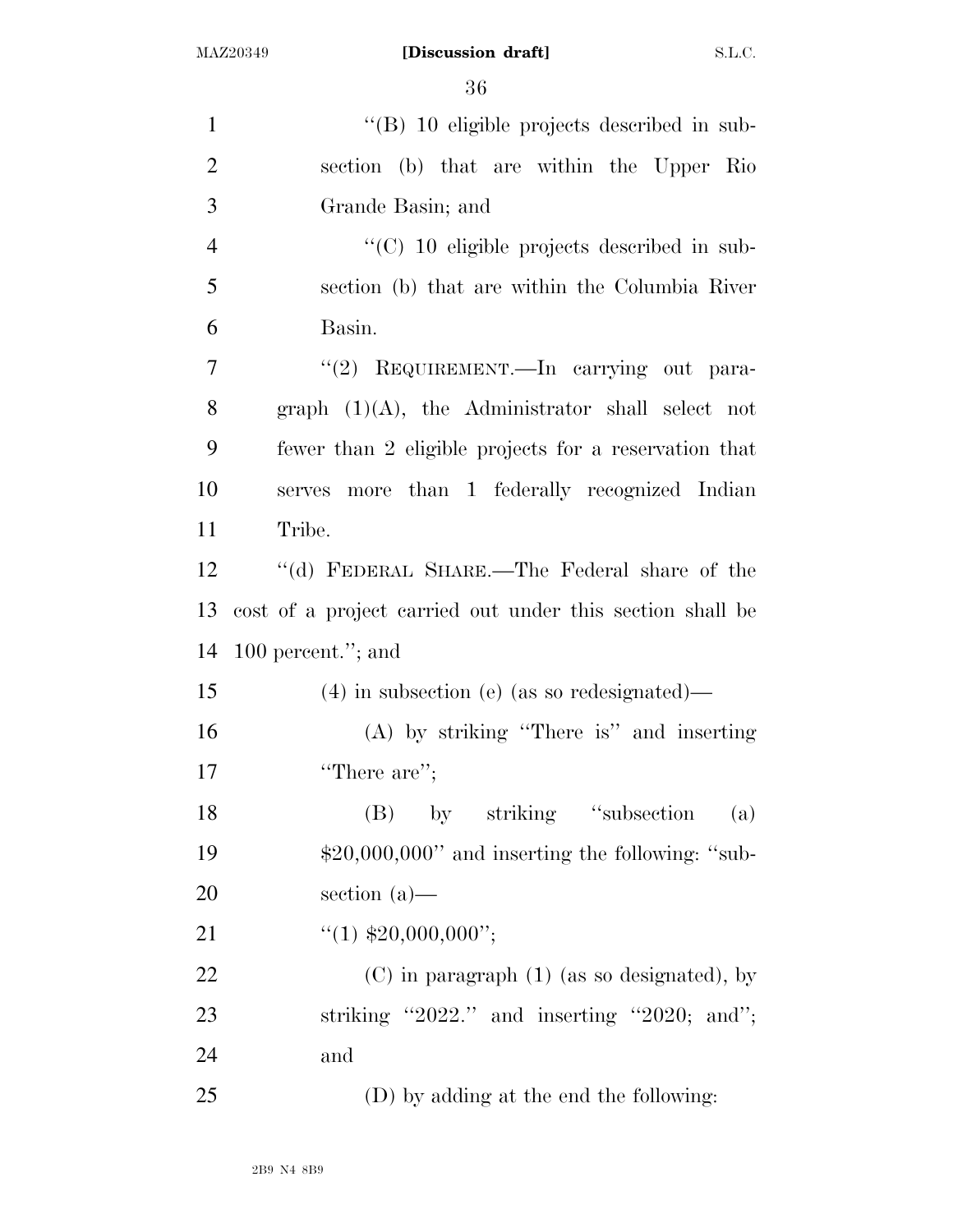"(B) 10 eligible projects described in subsection (b) that are within the Upper Rio Grande Basin; and

"(C) 10 eligible projects described in subsection (b) that are within the Columbia River Basin.

"(2) REQUIREMENT.—In carrying out paragraph (1)(A), the Administrator shall select not fewer than 2 eligible projects for a reservation that serves more than 1 federally recognized Indian Tribe.

"(d) FEDERAL SHARE.—The Federal share of the cost of a project carried out under this section shall be 100 percent."; and

(4) in subsection (e) (as so redesignated)—

(A) by striking "There is" and inserting "There are";

(B) by striking "subsection (a) $20,000,000" and inserting the following: "subsection (a)—

"(1) $20,000,000";

(C) in paragraph (1) (as so designated), by striking "2022." and inserting "2020; and"; and

(D) by adding at the end the following: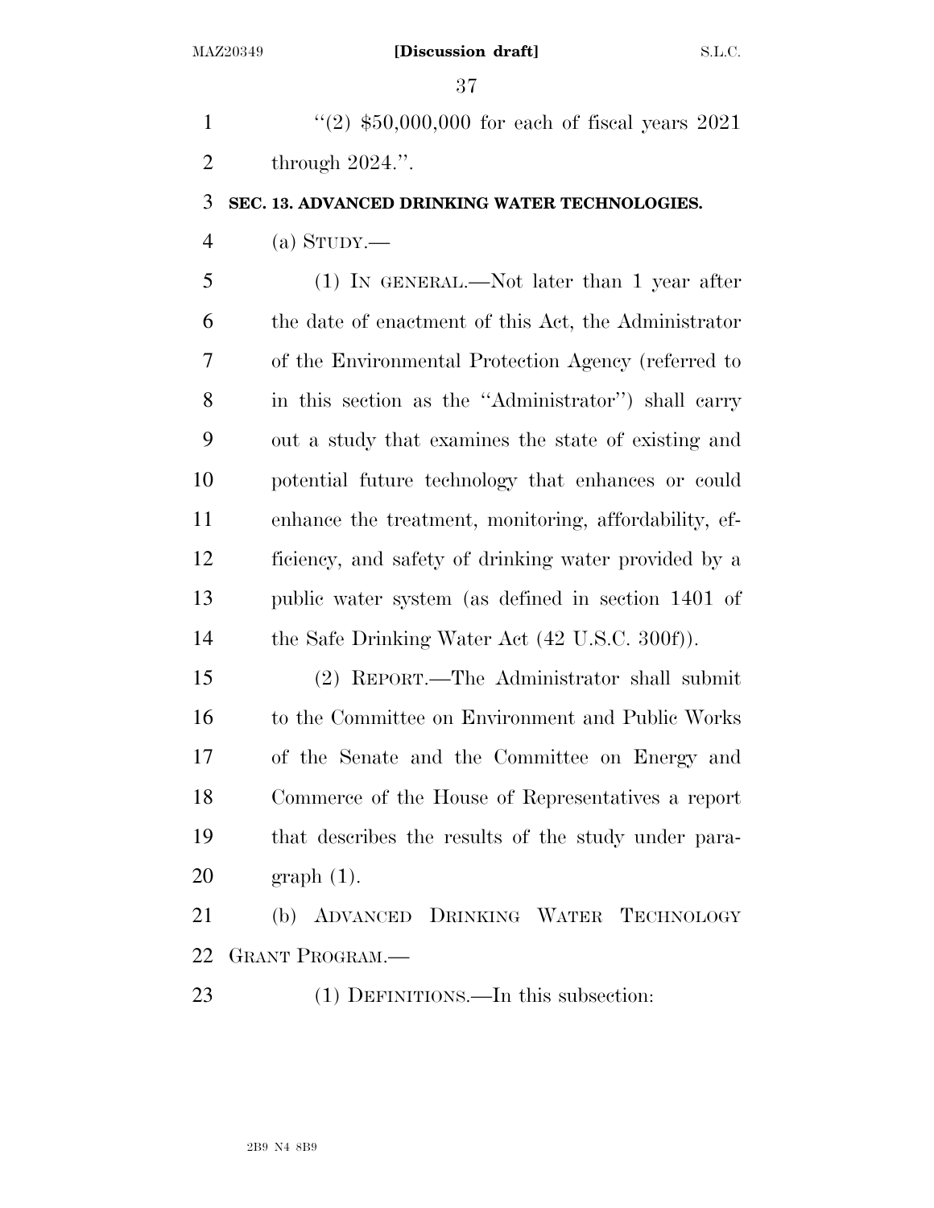"(2) $50,000,000 for each of fiscal years 2021 through 2024.".

**SEC. 13. ADVANCED DRINKING WATER TECHNOLOGIES.**

(a) STUDY.—

(1) IN GENERAL.—Not later than 1 year after the date of enactment of this Act, the Administrator of the Environmental Protection Agency (referred to in this section as the "Administrator") shall carry out a study that examines the state of existing and potential future technology that enhances or could enhance the treatment, monitoring, affordability, efficiency, and safety of drinking water provided by a public water system (as defined in section 1401 of the Safe Drinking Water Act (42 U.S.C. 300f)).

(2) REPORT.—The Administrator shall submit to the Committee on Environment and Public Works of the Senate and the Committee on Energy and Commerce of the House of Representatives a report that describes the results of the study under paragraph (1).

(b) ADVANCED DRINKING WATER TECHNOLOGY GRANT PROGRAM.—

(1) DEFINITIONS.—In this subsection: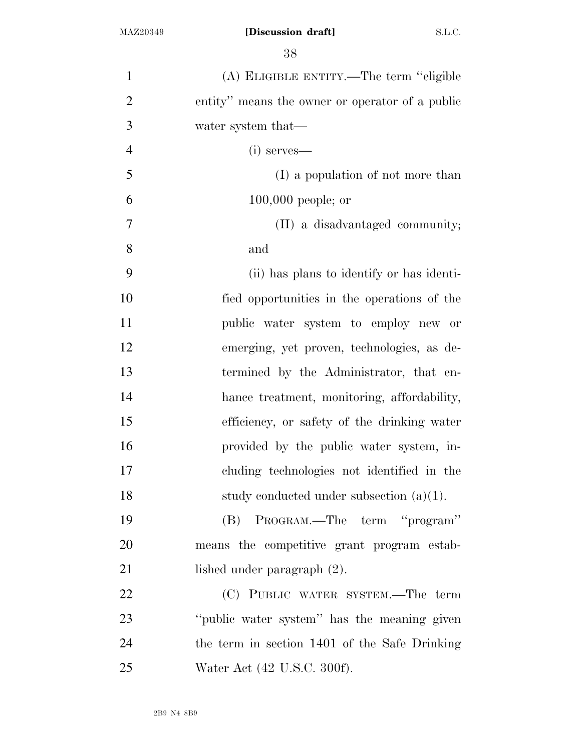(A) ELIGIBLE ENTITY.—The term "eligible entity" means the owner or operator of a public water system that—

(i) serves—

(I) a population of not more than 100,000 people; or

(II) a disadvantaged community; and

(ii) has plans to identify or has identified opportunities in the operations of the public water system to employ new or emerging, yet proven, technologies, as determined by the Administrator, that enhance treatment, monitoring, affordability, efficiency, or safety of the drinking water provided by the public water system, including technologies not identified in the study conducted under subsection (a)(1).

(B) PROGRAM.—The term "program" means the competitive grant program established under paragraph (2).

(C) PUBLIC WATER SYSTEM.—The term "public water system" has the meaning given the term in section 1401 of the Safe Drinking Water Act (42 U.S.C. 300f).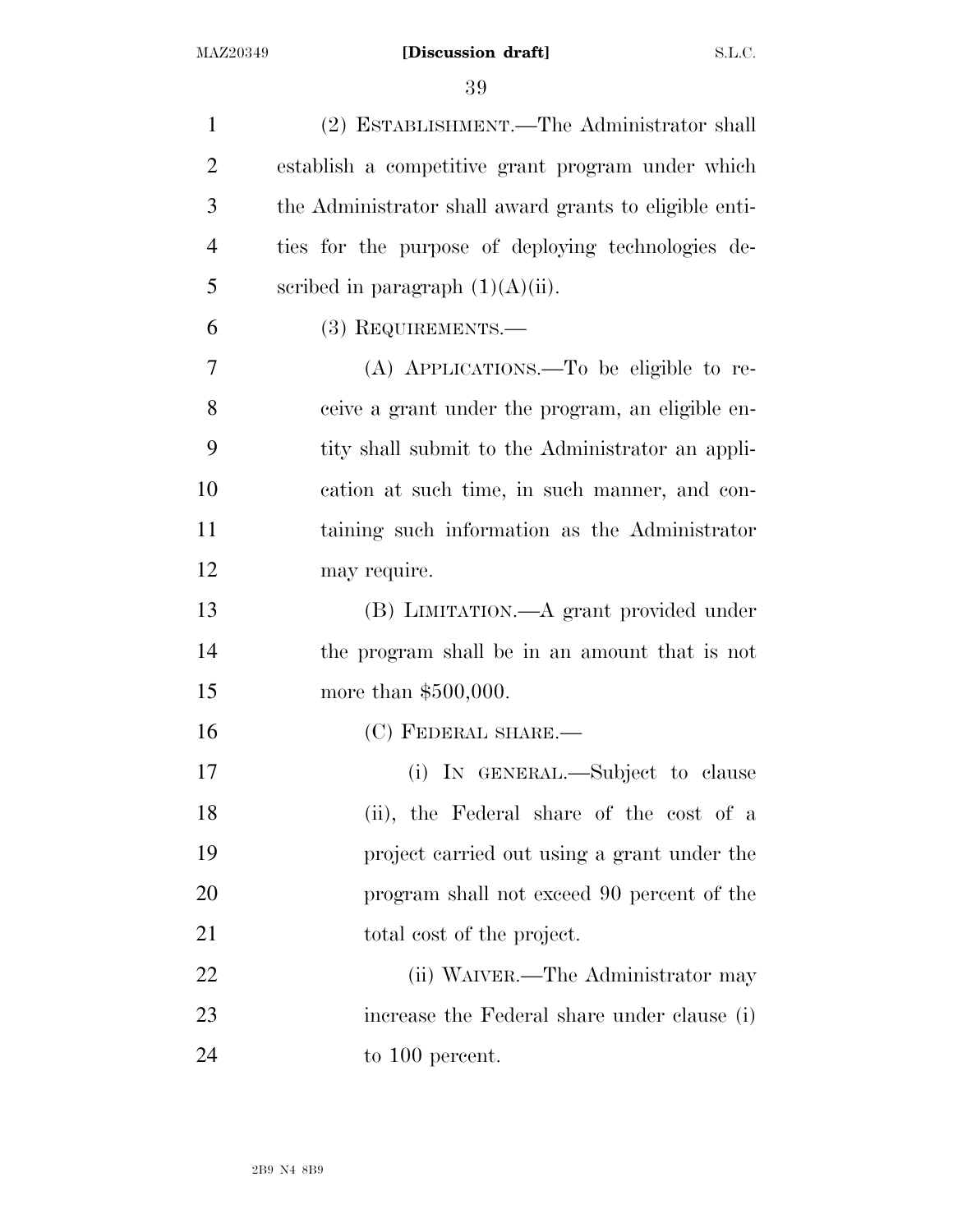(2) ESTABLISHMENT.—The Administrator shall establish a competitive grant program under which the Administrator shall award grants to eligible entities for the purpose of deploying technologies described in paragraph (1)(A)(ii).

(3) REQUIREMENTS.—

(A) APPLICATIONS.—To be eligible to receive a grant under the program, an eligible entity shall submit to the Administrator an application at such time, in such manner, and containing such information as the Administrator may require.

(B) LIMITATION.—A grant provided under the program shall be in an amount that is not more than $500,000.

(C) FEDERAL SHARE.—

(i) IN GENERAL.—Subject to clause (ii), the Federal share of the cost of a project carried out using a grant under the program shall not exceed 90 percent of the total cost of the project.

(ii) WAIVER.—The Administrator may increase the Federal share under clause (i) to 100 percent.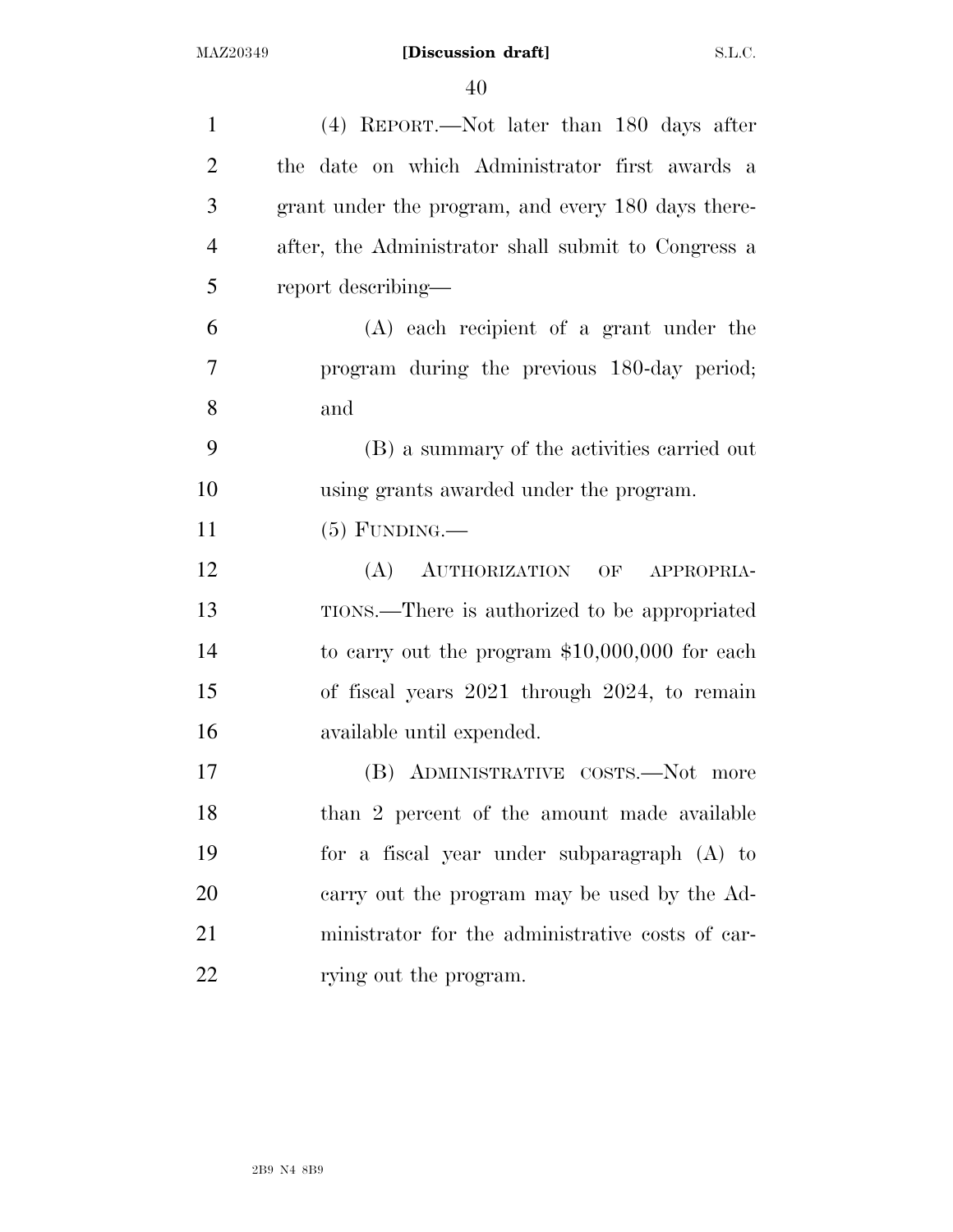(4) REPORT.—Not later than 180 days after the date on which Administrator first awards a grant under the program, and every 180 days thereafter, the Administrator shall submit to Congress a report describing—

(A) each recipient of a grant under the program during the previous 180-day period; and

(B) a summary of the activities carried out using grants awarded under the program.

(5) FUNDING.—

(A) AUTHORIZATION OF APPROPRIATIONS.—There is authorized to be appropriated to carry out the program $10,000,000 for each of fiscal years 2021 through 2024, to remain available until expended.

(B) ADMINISTRATIVE COSTS.—Not more than 2 percent of the amount made available for a fiscal year under subparagraph (A) to carry out the program may be used by the Administrator for the administrative costs of carrying out the program.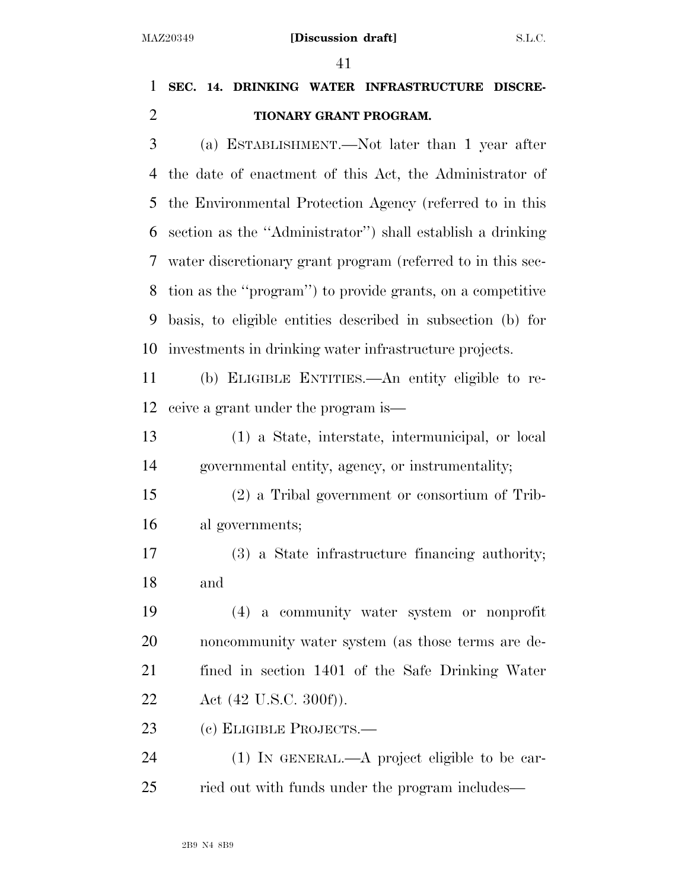## SEC. 14. DRINKING WATER INFRASTRUCTURE DISCRETIONARY GRANT PROGRAM.

(a) ESTABLISHMENT.—Not later than 1 year after the date of enactment of this Act, the Administrator of the Environmental Protection Agency (referred to in this section as the ''Administrator'') shall establish a drinking water discretionary grant program (referred to in this section as the ''program'') to provide grants, on a competitive basis, to eligible entities described in subsection (b) for investments in drinking water infrastructure projects.

(b) ELIGIBLE ENTITIES.—An entity eligible to receive a grant under the program is—

(1) a State, interstate, intermunicipal, or local governmental entity, agency, or instrumentality;

(2) a Tribal government or consortium of Tribal governments;

(3) a State infrastructure financing authority; and

(4) a community water system or nonprofit noncommunity water system (as those terms are defined in section 1401 of the Safe Drinking Water Act (42 U.S.C. 300f)).

(c) ELIGIBLE PROJECTS.—

(1) IN GENERAL.—A project eligible to be carried out with funds under the program includes—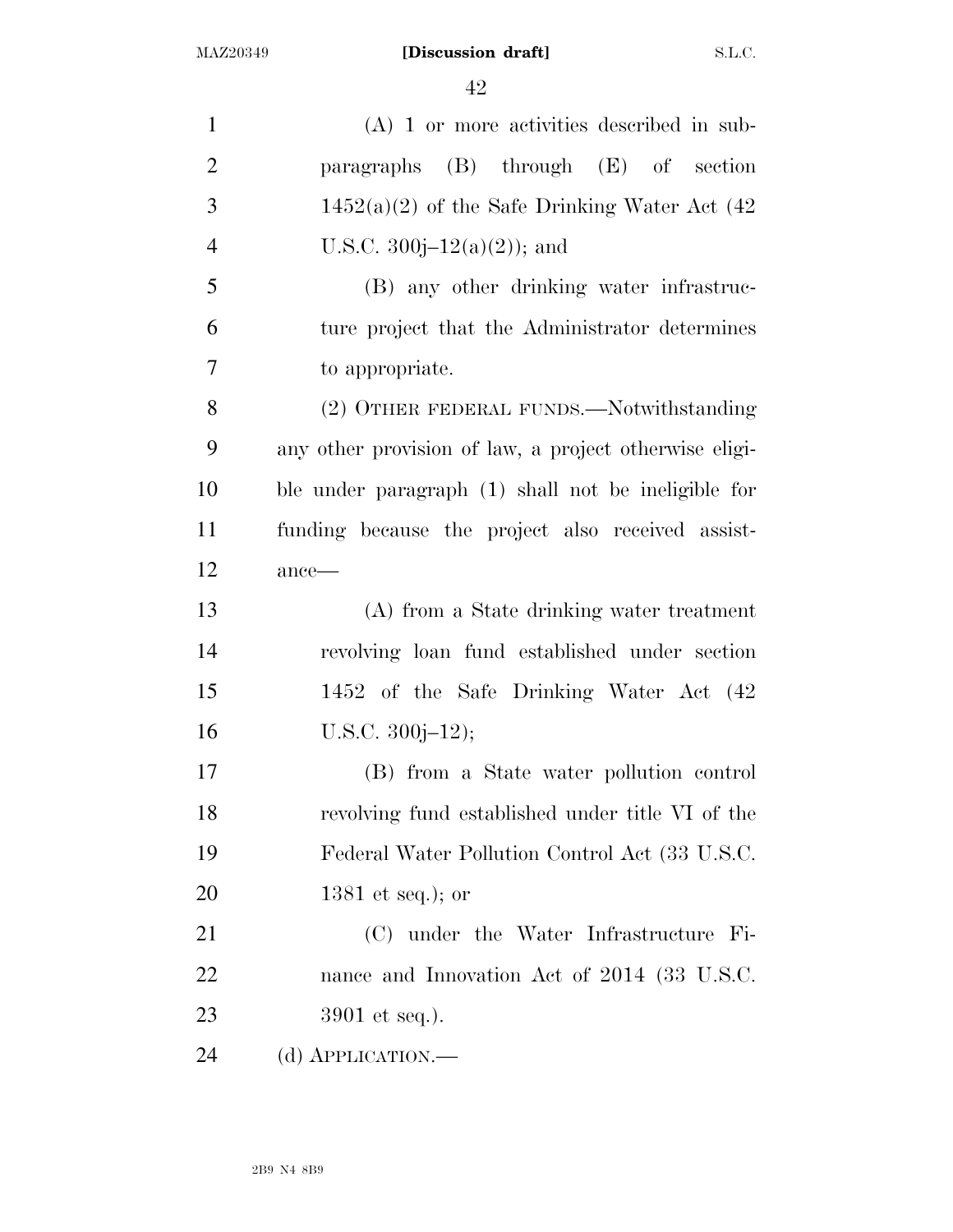(A) 1 or more activities described in subparagraphs (B) through (E) of section 1452(a)(2) of the Safe Drinking Water Act (42 U.S.C. 300j–12(a)(2)); and

(B) any other drinking water infrastructure project that the Administrator determines to appropriate.

(2) OTHER FEDERAL FUNDS.—Notwithstanding any other provision of law, a project otherwise eligible under paragraph (1) shall not be ineligible for funding because the project also received assistance—

(A) from a State drinking water treatment revolving loan fund established under section 1452 of the Safe Drinking Water Act (42 U.S.C. 300j–12);

(B) from a State water pollution control revolving fund established under title VI of the Federal Water Pollution Control Act (33 U.S.C. 1381 et seq.); or

(C) under the Water Infrastructure Finance and Innovation Act of 2014 (33 U.S.C. 3901 et seq.).

(d) APPLICATION.—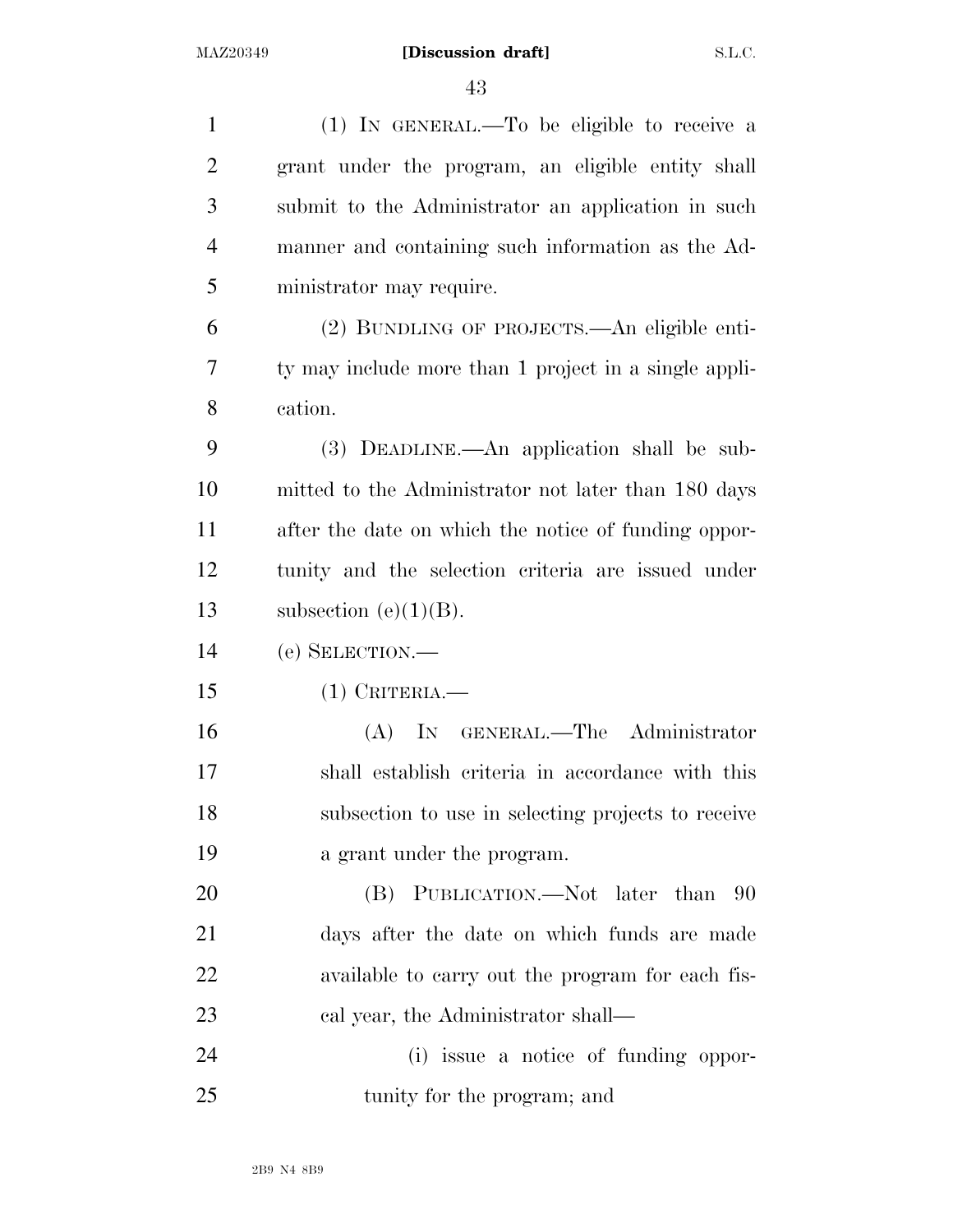(1) IN GENERAL.—To be eligible to receive a grant under the program, an eligible entity shall submit to the Administrator an application in such manner and containing such information as the Administrator may require.

(2) BUNDLING OF PROJECTS.—An eligible entity may include more than 1 project in a single application.

(3) DEADLINE.—An application shall be submitted to the Administrator not later than 180 days after the date on which the notice of funding opportunity and the selection criteria are issued under subsection (e)(1)(B).

(e) SELECTION.—

(1) CRITERIA.—

(A) IN GENERAL.—The Administrator shall establish criteria in accordance with this subsection to use in selecting projects to receive a grant under the program.

(B) PUBLICATION.—Not later than 90 days after the date on which funds are made available to carry out the program for each fiscal year, the Administrator shall—

(i) issue a notice of funding opportunity for the program; and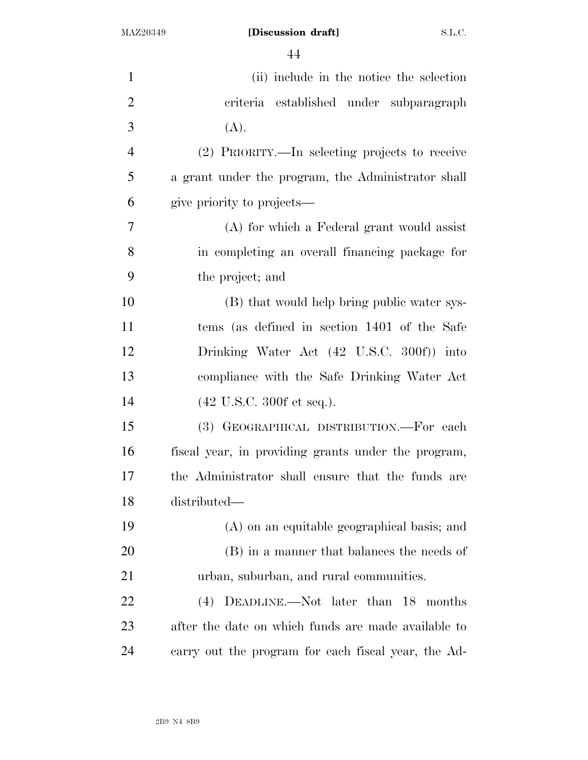(ii) include in the notice the selection criteria established under subparagraph (A).

(2) PRIORITY.—In selecting projects to receive a grant under the program, the Administrator shall give priority to projects—

(A) for which a Federal grant would assist in completing an overall financing package for the project; and

(B) that would help bring public water systems (as defined in section 1401 of the Safe Drinking Water Act (42 U.S.C. 300f)) into compliance with the Safe Drinking Water Act (42 U.S.C. 300f et seq.).

(3) GEOGRAPHICAL DISTRIBUTION.—For each fiscal year, in providing grants under the program, the Administrator shall ensure that the funds are distributed—

(A) on an equitable geographical basis; and

(B) in a manner that balances the needs of urban, suburban, and rural communities.

(4) DEADLINE.—Not later than 18 months after the date on which funds are made available to carry out the program for each fiscal year, the Ad-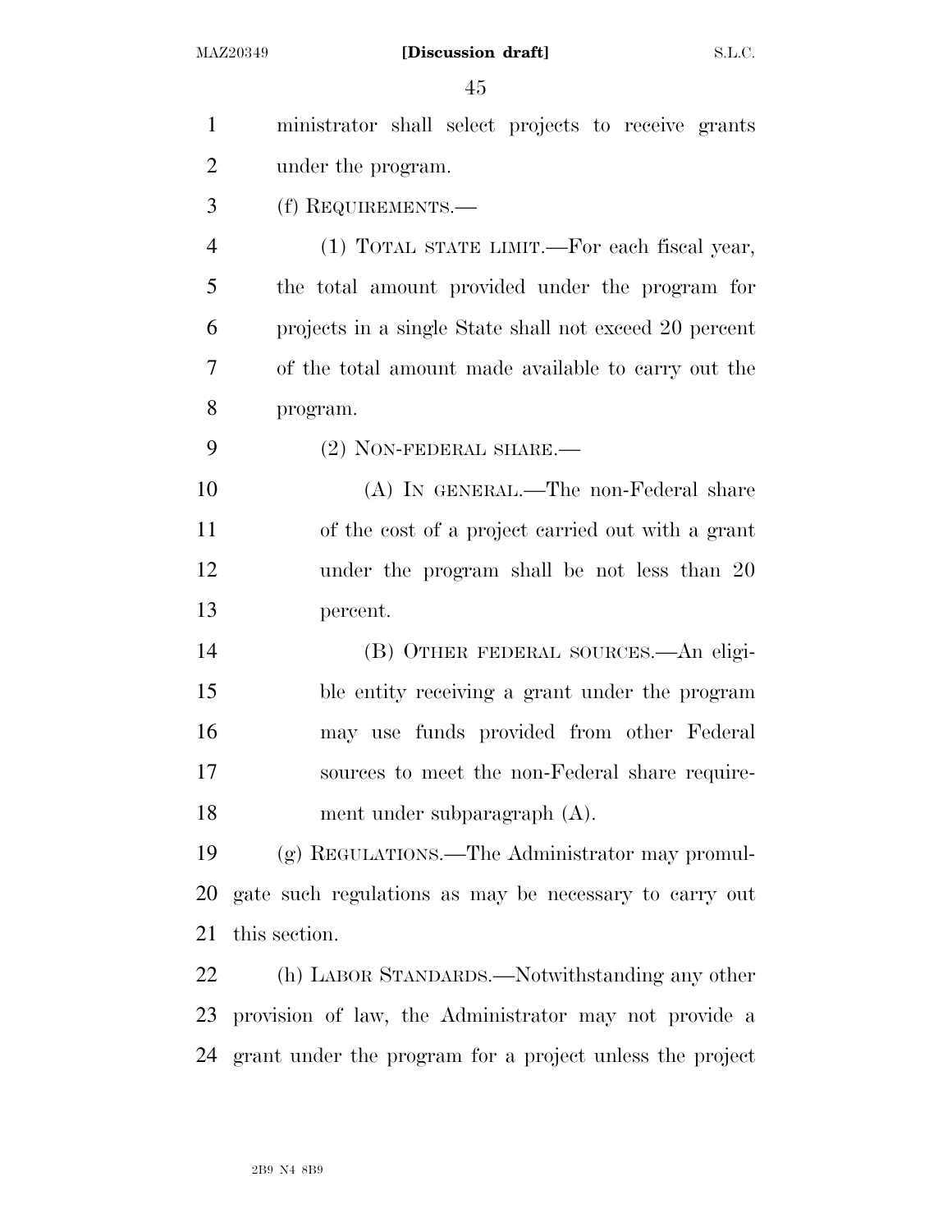ministrator shall select projects to receive grants under the program.

(f) REQUIREMENTS.—

(1) TOTAL STATE LIMIT.—For each fiscal year, the total amount provided under the program for projects in a single State shall not exceed 20 percent of the total amount made available to carry out the program.

(2) NON-FEDERAL SHARE.—

(A) IN GENERAL.—The non-Federal share of the cost of a project carried out with a grant under the program shall be not less than 20 percent.

(B) OTHER FEDERAL SOURCES.—An eligible entity receiving a grant under the program may use funds provided from other Federal sources to meet the non-Federal share requirement under subparagraph (A).

(g) REGULATIONS.—The Administrator may promulgate such regulations as may be necessary to carry out this section.

(h) LABOR STANDARDS.—Notwithstanding any other provision of law, the Administrator may not provide a grant under the program for a project unless the project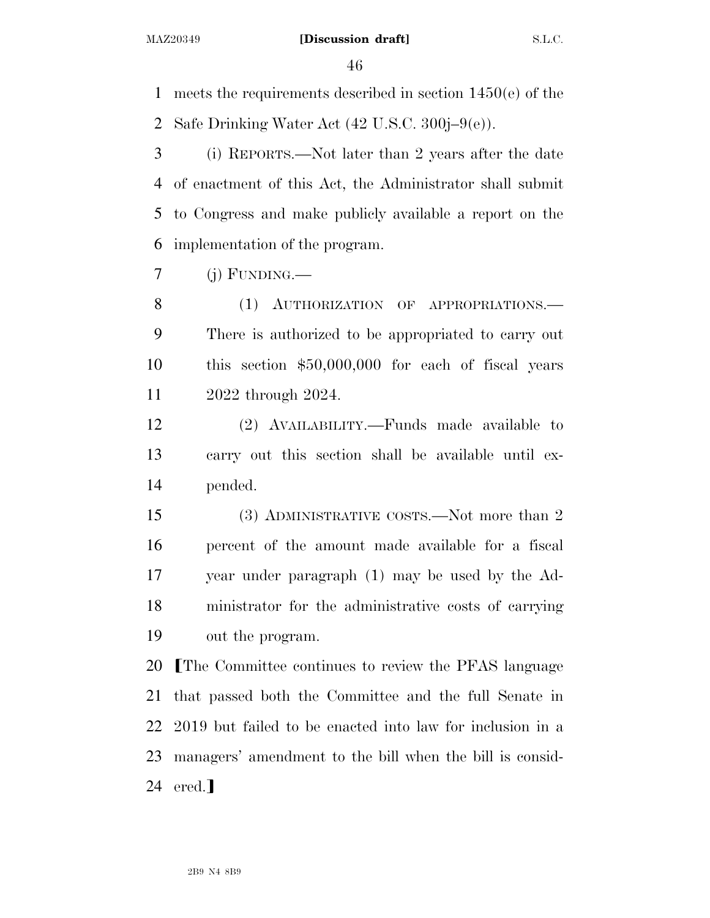meets the requirements described in section 1450(e) of the Safe Drinking Water Act (42 U.S.C. 300j–9(e)).

(i) REPORTS.—Not later than 2 years after the date of enactment of this Act, the Administrator shall submit to Congress and make publicly available a report on the implementation of the program.

(j) FUNDING.—

(1) AUTHORIZATION OF APPROPRIATIONS.—There is authorized to be appropriated to carry out this section $50,000,000 for each of fiscal years 2022 through 2024.

(2) AVAILABILITY.—Funds made available to carry out this section shall be available until expended.

(3) ADMINISTRATIVE COSTS.—Not more than 2 percent of the amount made available for a fiscal year under paragraph (1) may be used by the Administrator for the administrative costs of carrying out the program.

[The Committee continues to review the PFAS language that passed both the Committee and the full Senate in 2019 but failed to be enacted into law for inclusion in a managers' amendment to the bill when the bill is considered.]